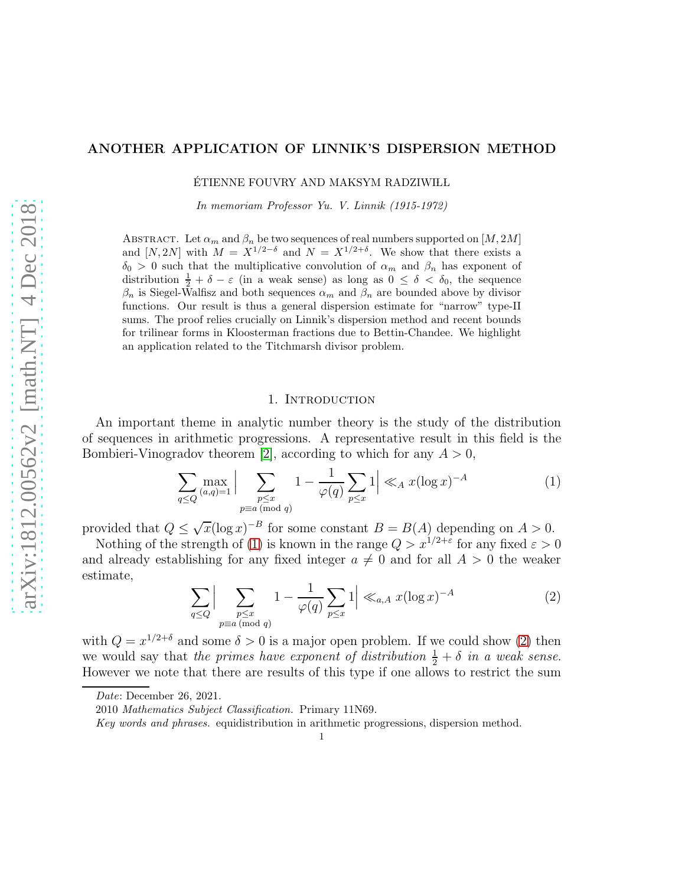# ANOTHER APPLICATION OF LINNIK'S DISPERSION METHOD

ÉTIENNE FOUVRY AND MAKSYM RADZIWIŁŁ

*In memoriam Professor Yu. V. Linnik (1915-1972)*

Abstract. Let $\alpha_m$ and $\beta_n$ be two sequences of real numbers supported on $[M, 2M]$ and $[N, 2N]$ with $M = X^{1/2-\delta}$ and $N = X^{1/2+\delta}$. We show that there exists a $\delta_0 > 0$ such that the multiplicative convolution of $\alpha_m$ and $\beta_n$ has exponent of distribution $\frac{1}{2} + \delta - \varepsilon$ (in a weak sense) as long as $0 \le \delta < \delta_0$, the sequence $\beta_n$ is Siegel-Walfisz and both sequences $\alpha_m$ and $\beta_n$ are bounded above by divisor functions. Our result is thus a general dispersion estimate for "narrow" type-II sums. The proof relies crucially on Linnik's dispersion method and recent bounds for trilinear forms in Kloosterman fractions due to Bettin-Chandee. We highlight an application related to the Titchmarsh divisor problem.

## 1. Introduction

An important theme in analytic number theory is the study of the distribution of sequences in arithmetic progressions. A representative result in this field is the Bombieri-Vinogradov theorem [2], according to which for any $A > 0$,

$$\sum_{q \le Q} \max_{(a,q)=1} \Big| \sum_{\substack{p \le x \\ p \equiv a \ (\mathrm{mod}\ q)}} 1 - \frac{1}{\varphi(q)} \sum_{p \le x} 1 \Big| \ll_A x(\log x)^{-A} \tag{1}$$

provided that $Q \le \sqrt{x}(\log x)^{-B}$ for some constant $B = B(A)$ depending on $A > 0$.

Nothing of the strength of (1) is known in the range $Q > x^{1/2+\varepsilon}$ for any fixed $\varepsilon > 0$ and already establishing for any fixed integer $a \neq 0$ and for all $A > 0$ the weaker estimate,

$$\sum_{q \le Q} \Big| \sum_{\substack{p \le x \\ p \equiv a \ (\mathrm{mod}\ q)}} 1 - \frac{1}{\varphi(q)} \sum_{p \le x} 1 \Big| \ll_{a,A} x(\log x)^{-A} \tag{2}$$

with $Q = x^{1/2+\delta}$ and some $\delta > 0$ is a major open problem. If we could show (2) then we would say that *the primes have exponent of distribution $\frac{1}{2} + \delta$ in a weak sense*. However we note that there are results of this type if one allows to restrict the sum

*Date*: December 26, 2021.

2010 *Mathematics Subject Classification.* Primary 11N69.

*Key words and phrases.* equidistribution in arithmetic progressions, dispersion method.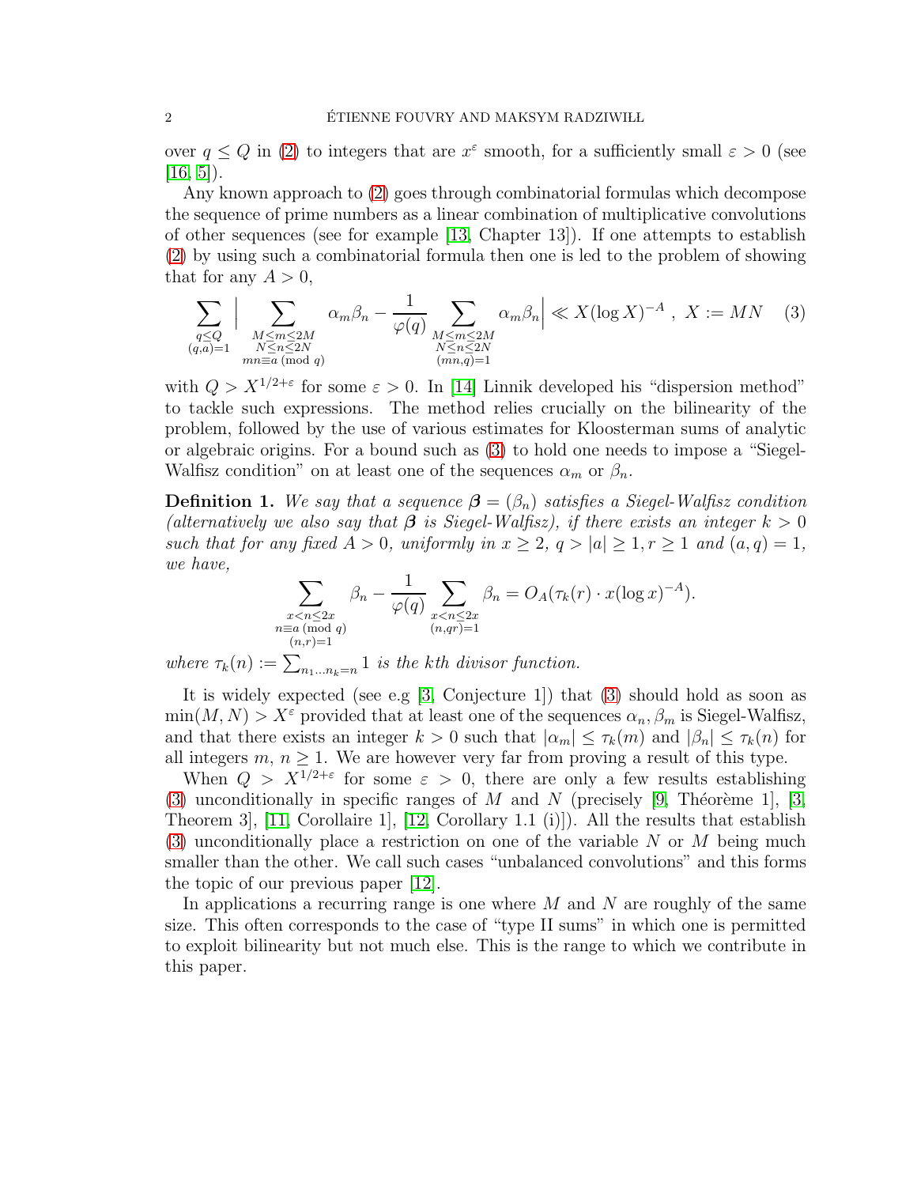over $q \leq Q$ in (2) to integers that are $x^\varepsilon$ smooth, for a sufficiently small $\varepsilon > 0$ (see [16, 5]).

Any known approach to (2) goes through combinatorial formulas which decompose the sequence of prime numbers as a linear combination of multiplicative convolutions of other sequences (see for example [13, Chapter 13]). If one attempts to establish (2) by using such a combinatorial formula then one is led to the problem of showing that for any $A > 0$,

$$\sum_{\substack{q \leq Q \\ (q,a)=1}} \Big| \sum_{\substack{M \leq m \leq 2M \\ N \leq n \leq 2N \\ mn \equiv a \ (\mathrm{mod}\ q)}} \alpha_m \beta_n - \frac{1}{\varphi(q)} \sum_{\substack{M \leq m \leq 2M \\ N \leq n \leq 2N \\ (mn,q)=1}} \alpha_m \beta_n \Big| \ll X (\log X)^{-A} \ , \ X := MN \tag{3}$$

with $Q > X^{1/2+\varepsilon}$ for some $\varepsilon > 0$. In [14] Linnik developed his "dispersion method" to tackle such expressions. The method relies crucially on the bilinearity of the problem, followed by the use of various estimates for Kloosterman sums of analytic or algebraic origins. For a bound such as (3) to hold one needs to impose a "Siegel-Walfisz condition" on at least one of the sequences $\alpha_m$ or $\beta_n$.

**Definition 1.** *We say that a sequence $\boldsymbol{\beta} = (\beta_n)$ satisfies a Siegel-Walfisz condition (alternatively we also say that $\boldsymbol{\beta}$ is Siegel-Walfisz), if there exists an integer $k > 0$ such that for any fixed $A > 0$, uniformly in $x \geq 2$, $q > |a| \geq 1, r \geq 1$ and $(a,q) = 1$, we have,*

$$\sum_{\substack{x < n \leq 2x \\ n \equiv a \ (\mathrm{mod}\ q) \\ (n,r)=1}} \beta_n - \frac{1}{\varphi(q)} \sum_{\substack{x < n \leq 2x \\ (n,qr)=1}} \beta_n = O_A(\tau_k(r) \cdot x (\log x)^{-A}).$$

*where $\tau_k(n) := \sum_{n_1 \ldots n_k = n} 1$ is the kth divisor function.*

It is widely expected (see e.g [3, Conjecture 1]) that (3) should hold as soon as $\min(M, N) > X^\varepsilon$ provided that at least one of the sequences $\alpha_n, \beta_m$ is Siegel-Walfisz, and that there exists an integer $k > 0$ such that $|\alpha_m| \leq \tau_k(m)$ and $|\beta_n| \leq \tau_k(n)$ for all integers $m, n \geq 1$. We are however very far from proving a result of this type.

When $Q > X^{1/2+\varepsilon}$ for some $\varepsilon > 0$, there are only a few results establishing (3) unconditionally in specific ranges of $M$ and $N$ (precisely [9, Théorème 1], [3, Theorem 3], [11, Corollaire 1], [12, Corollary 1.1 (i)]). All the results that establish (3) unconditionally place a restriction on one of the variable $N$ or $M$ being much smaller than the other. We call such cases "unbalanced convolutions" and this forms the topic of our previous paper [12].

In applications a recurring range is one where $M$ and $N$ are roughly of the same size. This often corresponds to the case of "type II sums" in which one is permitted to exploit bilinearity but not much else. This is the range to which we contribute in this paper.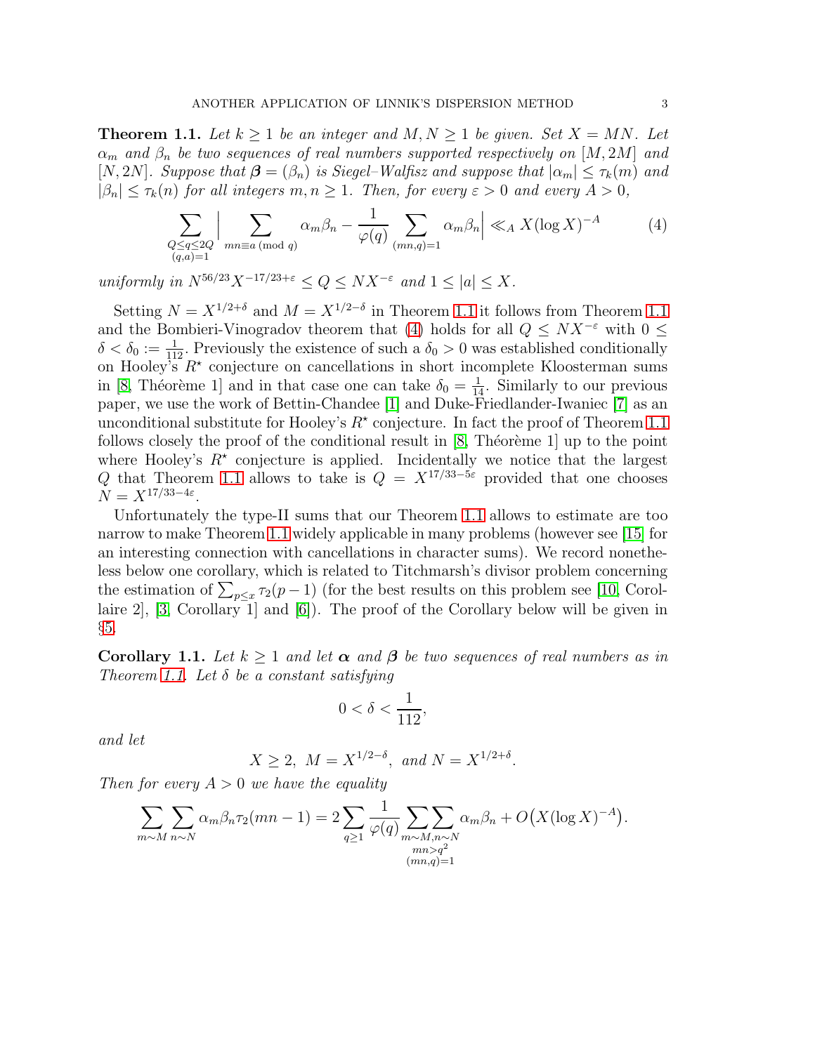**Theorem 1.1.** *Let $k \geq 1$ be an integer and $M, N \geq 1$ be given. Set $X = MN$. Let $\alpha_m$ and $\beta_n$ be two sequences of real numbers supported respectively on $[M, 2M]$ and $[N, 2N]$. Suppose that $\boldsymbol{\beta} = (\beta_n)$ is Siegel–Walfisz and suppose that $|\alpha_m| \leq \tau_k(m)$ and $|\beta_n| \leq \tau_k(n)$ for all integers $m, n \geq 1$. Then, for every $\varepsilon > 0$ and every $A > 0$,*

$$\sum_{\substack{Q \leq q \leq 2Q \\ (q,a)=1}} \Big| \sum_{mn \equiv a \ (\mathrm{mod}\ q)} \alpha_m \beta_n - \frac{1}{\varphi(q)} \sum_{(mn,q)=1} \alpha_m \beta_n \Big| \ll_A X (\log X)^{-A} \tag{4}$$

*uniformly in $N^{56/23} X^{-17/23+\varepsilon} \leq Q \leq N X^{-\varepsilon}$ and $1 \leq |a| \leq X$.*

Setting $N = X^{1/2+\delta}$ and $M = X^{1/2-\delta}$ in Theorem 1.1 it follows from Theorem 1.1 and the Bombieri-Vinogradov theorem that (4) holds for all $Q \leq N X^{-\varepsilon}$ with $0 \leq \delta < \delta_0 := \frac{1}{112}$. Previously the existence of such a $\delta_0 > 0$ was established conditionally on Hooley's $R^\star$ conjecture on cancellations in short incomplete Kloosterman sums in [8, Théorème 1] and in that case one can take $\delta_0 = \frac{1}{14}$. Similarly to our previous paper, we use the work of Bettin-Chandee [1] and Duke-Friedlander-Iwaniec [7] as an unconditional substitute for Hooley's $R^\star$ conjecture. In fact the proof of Theorem 1.1 follows closely the proof of the conditional result in [8, Théorème 1] up to the point where Hooley's $R^\star$ conjecture is applied. Incidentally we notice that the largest $Q$ that Theorem 1.1 allows to take is $Q = X^{17/33-5\varepsilon}$ provided that one chooses $N = X^{17/33-4\varepsilon}$.

Unfortunately the type-II sums that our Theorem 1.1 allows to estimate are too narrow to make Theorem 1.1 widely applicable in many problems (however see [15] for an interesting connection with cancellations in character sums). We record nonetheless below one corollary, which is related to Titchmarsh's divisor problem concerning the estimation of $\sum_{p \leq x} \tau_2(p-1)$ (for the best results on this problem see [10, Corollaire 2], [3, Corollary 1] and [6]). The proof of the Corollary below will be given in §5.

**Corollary 1.1.** *Let $k \geq 1$ and let $\boldsymbol{\alpha}$ and $\boldsymbol{\beta}$ be two sequences of real numbers as in Theorem 1.1. Let $\delta$ be a constant satisfying*

$$0 < \delta < \frac{1}{112},$$

*and let*

$$X \geq 2, \ \ M = X^{1/2-\delta}, \ \text{ and } N = X^{1/2+\delta}.$$

*Then for every $A > 0$ we have the equality*

$$\sum_{m \sim M} \sum_{n \sim N} \alpha_m \beta_n \tau_2(mn-1) = 2 \sum_{q \geq 1} \frac{1}{\varphi(q)} \sum_{\substack{m \sim M, n \sim N \\ mn > q^2 \\ (mn,q)=1}} \alpha_m \beta_n + O\big(X (\log X)^{-A}\big).$$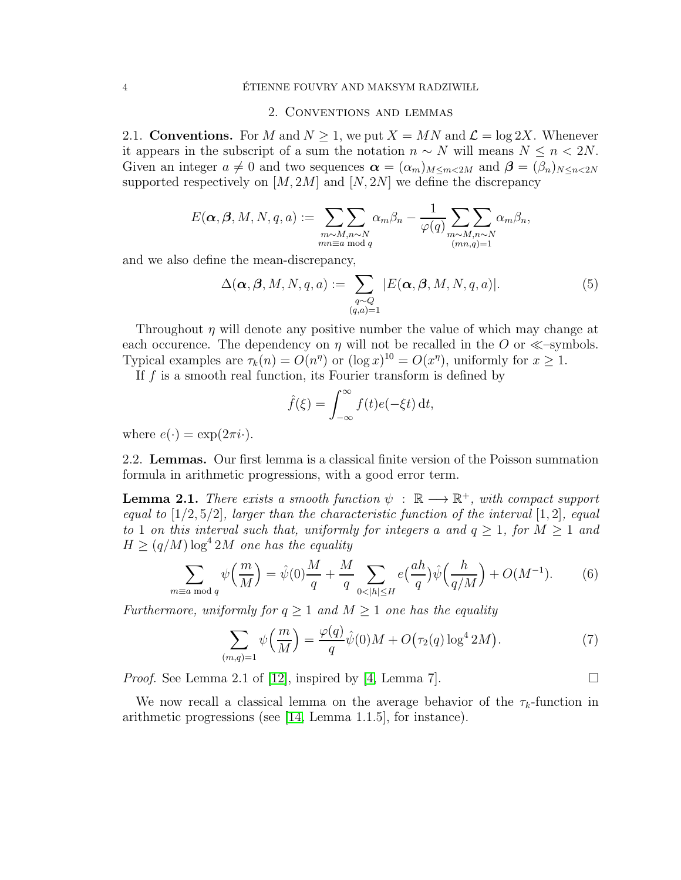## 2. Conventions and lemmas

**2.1. Conventions.** For $M$ and $N \geq 1$, we put $X = MN$ and $\mathcal{L} = \log 2X$. Whenever it appears in the subscript of a sum the notation $n \sim N$ will means $N \leq n < 2N$. Given an integer $a \neq 0$ and two sequences $\boldsymbol{\alpha} = (\alpha_m)_{M \leq m < 2M}$ and $\boldsymbol{\beta} = (\beta_n)_{N \leq n < 2N}$ supported respectively on $[M, 2M]$ and $[N, 2N]$ we define the discrepancy

$$E(\boldsymbol{\alpha}, \boldsymbol{\beta}, M, N, q, a) := \sum_{\substack{m \sim M, n \sim N \\ mn \equiv a \bmod q}} \alpha_m \beta_n - \frac{1}{\varphi(q)} \sum_{\substack{m \sim M, n \sim N \\ (mn, q) = 1}} \alpha_m \beta_n,$$

and we also define the mean-discrepancy,

$$\Delta(\boldsymbol{\alpha}, \boldsymbol{\beta}, M, N, q, a) := \sum_{\substack{q \sim Q \\ (q,a)=1}} |E(\boldsymbol{\alpha}, \boldsymbol{\beta}, M, N, q, a)|. \tag{5}$$

Throughout $\eta$ will denote any positive number the value of which may change at each occurence. The dependency on $\eta$ will not be recalled in the $O$ or $\ll$–symbols. Typical examples are $\tau_k(n) = O(n^\eta)$ or $(\log x)^{10} = O(x^\eta)$, uniformly for $x \geq 1$.

If $f$ is a smooth real function, its Fourier transform is defined by

$$\hat{f}(\xi) = \int_{-\infty}^{\infty} f(t) e(-\xi t)\, \mathrm{d}t,$$

where $e(\cdot) = \exp(2\pi i \cdot)$.

**2.2. Lemmas.** Our first lemma is a classical finite version of the Poisson summation formula in arithmetic progressions, with a good error term.

**Lemma 2.1.** *There exists a smooth function $\psi : \mathbb{R} \longrightarrow \mathbb{R}^+$, with compact support equal to $[1/2, 5/2]$, larger than the characteristic function of the interval $[1, 2]$, equal to 1 on this interval such that, uniformly for integers $a$ and $q \geq 1$, for $M \geq 1$ and $H \geq (q/M) \log^4 2M$ one has the equality*

$$\sum_{m \equiv a \bmod q} \psi\Big(\frac{m}{M}\Big) = \hat{\psi}(0) \frac{M}{q} + \frac{M}{q} \sum_{0 < |h| \leq H} e\Big(\frac{ah}{q}\Big) \hat{\psi}\Big(\frac{h}{q/M}\Big) + O(M^{-1}). \tag{6}$$

*Furthermore, uniformly for $q \geq 1$ and $M \geq 1$ one has the equality*

$$\sum_{(m,q)=1} \psi\Big(\frac{m}{M}\Big) = \frac{\varphi(q)}{q} \hat{\psi}(0) M + O\big(\tau_2(q) \log^4 2M\big). \tag{7}$$

*Proof.* See Lemma 2.1 of [12], inspired by [4, Lemma 7]. □

We now recall a classical lemma on the average behavior of the $\tau_k$-function in arithmetic progressions (see [14, Lemma 1.1.5], for instance).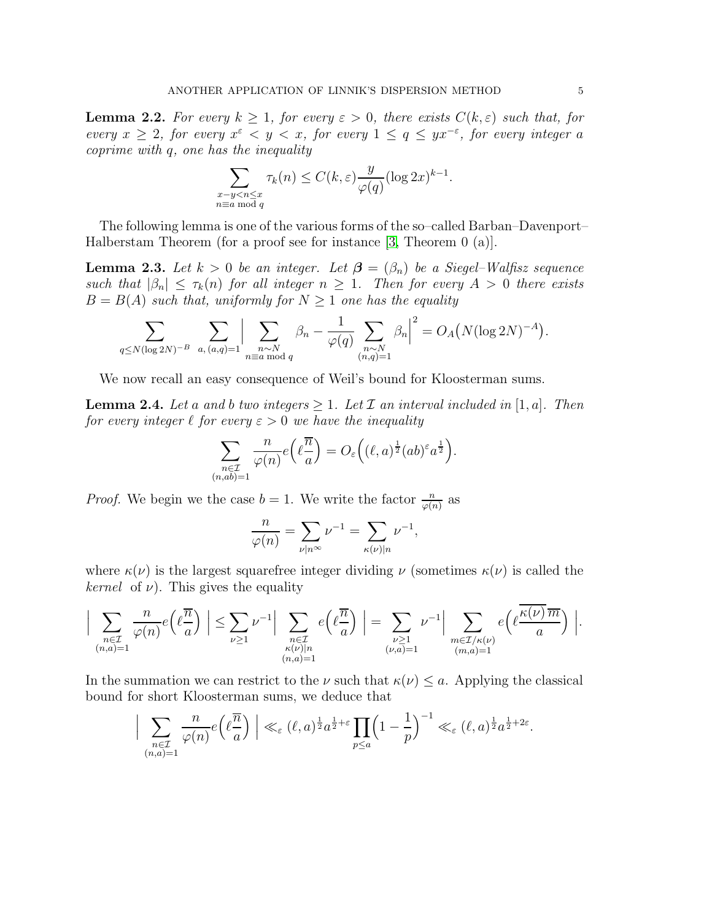**Lemma 2.2.** *For every $k \geq 1$, for every $\varepsilon > 0$, there exists $C(k, \varepsilon)$ such that, for every $x \geq 2$, for every $x^\varepsilon < y < x$, for every $1 \leq q \leq yx^{-\varepsilon}$, for every integer $a$ coprime with $q$, one has the inequality*

$$\sum_{\substack{x-y<n\leq x \\ n\equiv a \bmod q}} \tau_k(n) \leq C(k,\varepsilon)\frac{y}{\varphi(q)}(\log 2x)^{k-1}.$$

The following lemma is one of the various forms of the so–called Barban–Davenport–Halberstam Theorem (for a proof see for instance [3, Theorem 0 (a)].

**Lemma 2.3.** *Let $k > 0$ be an integer. Let $\boldsymbol{\beta} = (\beta_n)$ be a Siegel–Walfisz sequence such that $|\beta_n| \leq \tau_k(n)$ for all integer $n \geq 1$. Then for every $A > 0$ there exists $B = B(A)$ such that, uniformly for $N \geq 1$ one has the equality*

$$\sum_{q\leq N(\log 2N)^{-B}} \ \sum_{a,\,(a,q)=1} \Big| \sum_{\substack{n\sim N \\ n\equiv a \bmod q}} \beta_n - \frac{1}{\varphi(q)} \sum_{\substack{n\sim N \\ (n,q)=1}} \beta_n \Big|^2 = O_A\big(N(\log 2N)^{-A}\big).$$

We now recall an easy consequence of Weil's bound for Kloosterman sums.

**Lemma 2.4.** *Let $a$ and $b$ two integers $\geq 1$. Let $\mathcal{I}$ an interval included in $[1, a]$. Then for every integer $\ell$ for every $\varepsilon > 0$ we have the inequality*

$$\sum_{\substack{n\in\mathcal{I} \\ (n,ab)=1}} \frac{n}{\varphi(n)} e\Big(\ell\frac{\overline{n}}{a}\Big) = O_\varepsilon\Big((\ell,a)^{\frac12}(ab)^\varepsilon a^{\frac12}\Big).$$

*Proof.* We begin we the case $b = 1$. We write the factor $\frac{n}{\varphi(n)}$ as

$$\frac{n}{\varphi(n)} = \sum_{\nu|n^\infty} \nu^{-1} = \sum_{\kappa(\nu)|n} \nu^{-1},$$

where $\kappa(\nu)$ is the largest squarefree integer dividing $\nu$ (sometimes $\kappa(\nu)$ is called the *kernel* of $\nu$). This gives the equality

$$\Big| \sum_{\substack{n\in\mathcal{I} \\ (n,a)=1}} \frac{n}{\varphi(n)} e\Big(\ell\frac{\overline{n}}{a}\Big) \Big| \leq \sum_{\nu\geq 1} \nu^{-1} \Big| \sum_{\substack{n\in\mathcal{I} \\ \kappa(\nu)|n \\ (n,a)=1}} e\Big(\ell\frac{\overline{n}}{a}\Big) \Big| = \sum_{\substack{\nu\geq 1 \\ (\nu,a)=1}} \nu^{-1} \Big| \sum_{\substack{m\in\mathcal{I}/\kappa(\nu) \\ (m,a)=1}} e\Big(\ell\frac{\overline{\kappa(\nu)}\,\overline{m}}{a}\Big) \Big|.$$

In the summation we can restrict to the $\nu$ such that $\kappa(\nu) \leq a$. Applying the classical bound for short Kloosterman sums, we deduce that

$$\Big| \sum_{\substack{n\in\mathcal{I} \\ (n,a)=1}} \frac{n}{\varphi(n)} e\Big(\ell\frac{\overline{n}}{a}\Big) \Big| \ll_\varepsilon (\ell,a)^{\frac12} a^{\frac12+\varepsilon} \prod_{p\leq a}\Big(1-\frac{1}{p}\Big)^{-1} \ll_\varepsilon (\ell,a)^{\frac12} a^{\frac12+2\varepsilon}.$$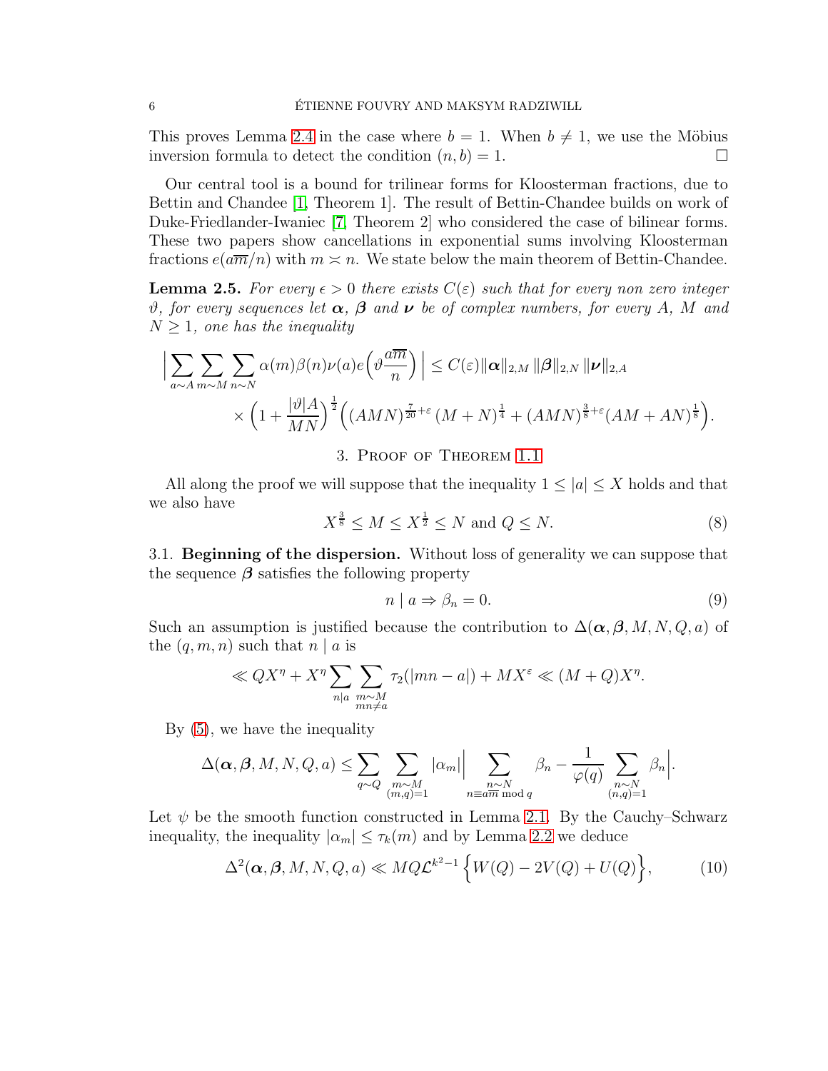This proves Lemma 2.4 in the case where $b = 1$. When $b \neq 1$, we use the Möbius inversion formula to detect the condition $(n, b) = 1$. $\square$

Our central tool is a bound for trilinear forms for Kloosterman fractions, due to Bettin and Chandee [1, Theorem 1]. The result of Bettin-Chandee builds on work of Duke-Friedlander-Iwaniec [7, Theorem 2] who considered the case of bilinear forms. These two papers show cancellations in exponential sums involving Kloosterman fractions $e(a\overline{m}/n)$ with $m \asymp n$. We state below the main theorem of Bettin-Chandee.

**Lemma 2.5.** *For every $\epsilon > 0$ there exists $C(\varepsilon)$ such that for every non zero integer $\vartheta$, for every sequences let $\boldsymbol{\alpha}$, $\boldsymbol{\beta}$ and $\boldsymbol{\nu}$ be of complex numbers, for every $A$, $M$ and $N \geq 1$, one has the inequality*

$$\Big| \sum_{a \sim A} \sum_{m \sim M} \sum_{n \sim N} \alpha(m)\beta(n)\nu(a) e\Big(\vartheta \frac{a\overline{m}}{n}\Big) \Big| \leq C(\varepsilon) \|\boldsymbol{\alpha}\|_{2,M} \, \|\boldsymbol{\beta}\|_{2,N} \, \|\boldsymbol{\nu}\|_{2,A}$$
$$\times \Big(1 + \frac{|\vartheta| A}{MN}\Big)^{\frac{1}{2}} \Big( (AMN)^{\frac{7}{20}+\varepsilon} (M+N)^{\frac{1}{4}} + (AMN)^{\frac{3}{8}+\varepsilon} (AM + AN)^{\frac{1}{8}} \Big).$$

## 3. Proof of Theorem 1.1

All along the proof we will suppose that the inequality $1 \leq |a| \leq X$ holds and that we also have

$$X^{\frac{3}{8}} \leq M \leq X^{\frac{1}{2}} \leq N \text{ and } Q \leq N. \tag{8}$$

3.1. **Beginning of the dispersion.** Without loss of generality we can suppose that the sequence $\boldsymbol{\beta}$ satisfies the following property

$$n \mid a \Rightarrow \beta_n = 0. \tag{9}$$

Such an assumption is justified because the contribution to $\Delta(\boldsymbol{\alpha}, \boldsymbol{\beta}, M, N, Q, a)$ of the $(q, m, n)$ such that $n \mid a$ is

$$\ll QX^{\eta} + X^{\eta} \sum_{n \mid a} \sum_{\substack{m \sim M \\ mn \neq a}} \tau_2(|mn - a|) + MX^{\varepsilon} \ll (M + Q)X^{\eta}.$$

By (5), we have the inequality

$$\Delta(\boldsymbol{\alpha}, \boldsymbol{\beta}, M, N, Q, a) \leq \sum_{q \sim Q} \sum_{\substack{m \sim M \\ (m,q)=1}} |\alpha_m| \Big| \sum_{\substack{n \sim N \\ n \equiv a\overline{m} \bmod q}} \beta_n - \frac{1}{\varphi(q)} \sum_{\substack{n \sim N \\ (n,q)=1}} \beta_n \Big|.$$

Let $\psi$ be the smooth function constructed in Lemma 2.1. By the Cauchy–Schwarz inequality, the inequality $|\alpha_m| \leq \tau_k(m)$ and by Lemma 2.2 we deduce

$$\Delta^2(\boldsymbol{\alpha}, \boldsymbol{\beta}, M, N, Q, a) \ll MQ\mathcal{L}^{k^2-1} \Big\{ W(Q) - 2V(Q) + U(Q) \Big\}, \tag{10}$$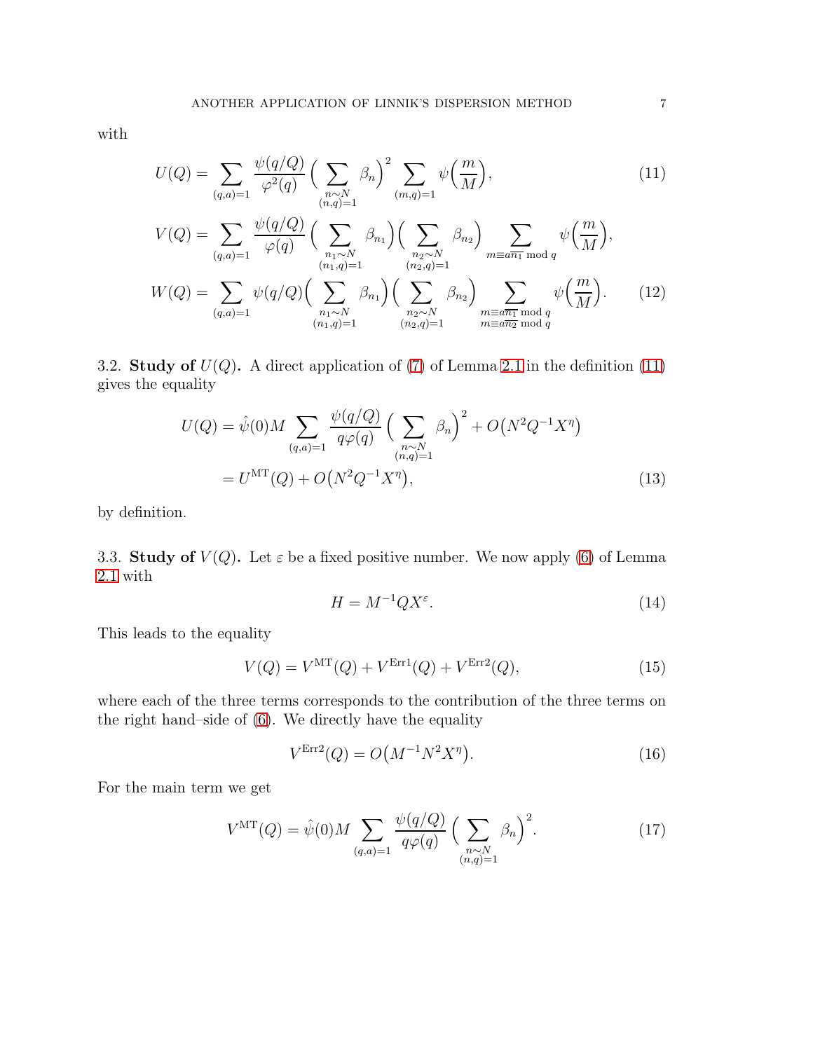with

$$U(Q) = \sum_{(q,a)=1} \frac{\psi(q/Q)}{\varphi^2(q)} \Big( \sum_{\substack{n\sim N\\(n,q)=1}} \beta_n \Big)^2 \sum_{(m,q)=1} \psi\Big(\frac{m}{M}\Big), \tag{11}$$

$$V(Q) = \sum_{(q,a)=1} \frac{\psi(q/Q)}{\varphi(q)} \Big( \sum_{\substack{n_1\sim N\\(n_1,q)=1}} \beta_{n_1} \Big)\Big( \sum_{\substack{n_2\sim N\\(n_2,q)=1}} \beta_{n_2} \Big) \sum_{m\equiv a\overline{n_1} \bmod q} \psi\Big(\frac{m}{M}\Big),$$

$$W(Q) = \sum_{(q,a)=1} \psi(q/Q) \Big( \sum_{\substack{n_1\sim N\\(n_1,q)=1}} \beta_{n_1} \Big)\Big( \sum_{\substack{n_2\sim N\\(n_2,q)=1}} \beta_{n_2} \Big) \sum_{\substack{m\equiv a\overline{n_1} \bmod q\\ m\equiv a\overline{n_2} \bmod q}} \psi\Big(\frac{m}{M}\Big). \tag{12}$$

3.2. **Study of $U(Q)$.** A direct application of (7) of Lemma 2.1 in the definition (11) gives the equality

$$\begin{aligned} U(Q) &= \hat\psi(0) M \sum_{(q,a)=1} \frac{\psi(q/Q)}{q\varphi(q)} \Big( \sum_{\substack{n\sim N\\(n,q)=1}} \beta_n \Big)^2 + O\big(N^2 Q^{-1} X^\eta\big) \\ &= U^{\mathrm{MT}}(Q) + O\big(N^2 Q^{-1} X^\eta\big), \end{aligned} \tag{13}$$

by definition.

3.3. **Study of $V(Q)$.** Let $\varepsilon$ be a fixed positive number. We now apply (6) of Lemma 2.1 with

$$H = M^{-1} Q X^\varepsilon. \tag{14}$$

This leads to the equality

$$V(Q) = V^{\mathrm{MT}}(Q) + V^{\mathrm{Err1}}(Q) + V^{\mathrm{Err2}}(Q), \tag{15}$$

where each of the three terms corresponds to the contribution of the three terms on the right hand–side of (6). We directly have the equality

$$V^{\mathrm{Err2}}(Q) = O\big(M^{-1} N^2 X^\eta\big). \tag{16}$$

For the main term we get

$$V^{\mathrm{MT}}(Q) = \hat\psi(0) M \sum_{(q,a)=1} \frac{\psi(q/Q)}{q\varphi(q)} \Big( \sum_{\substack{n\sim N\\(n,q)=1}} \beta_n \Big)^2. \tag{17}$$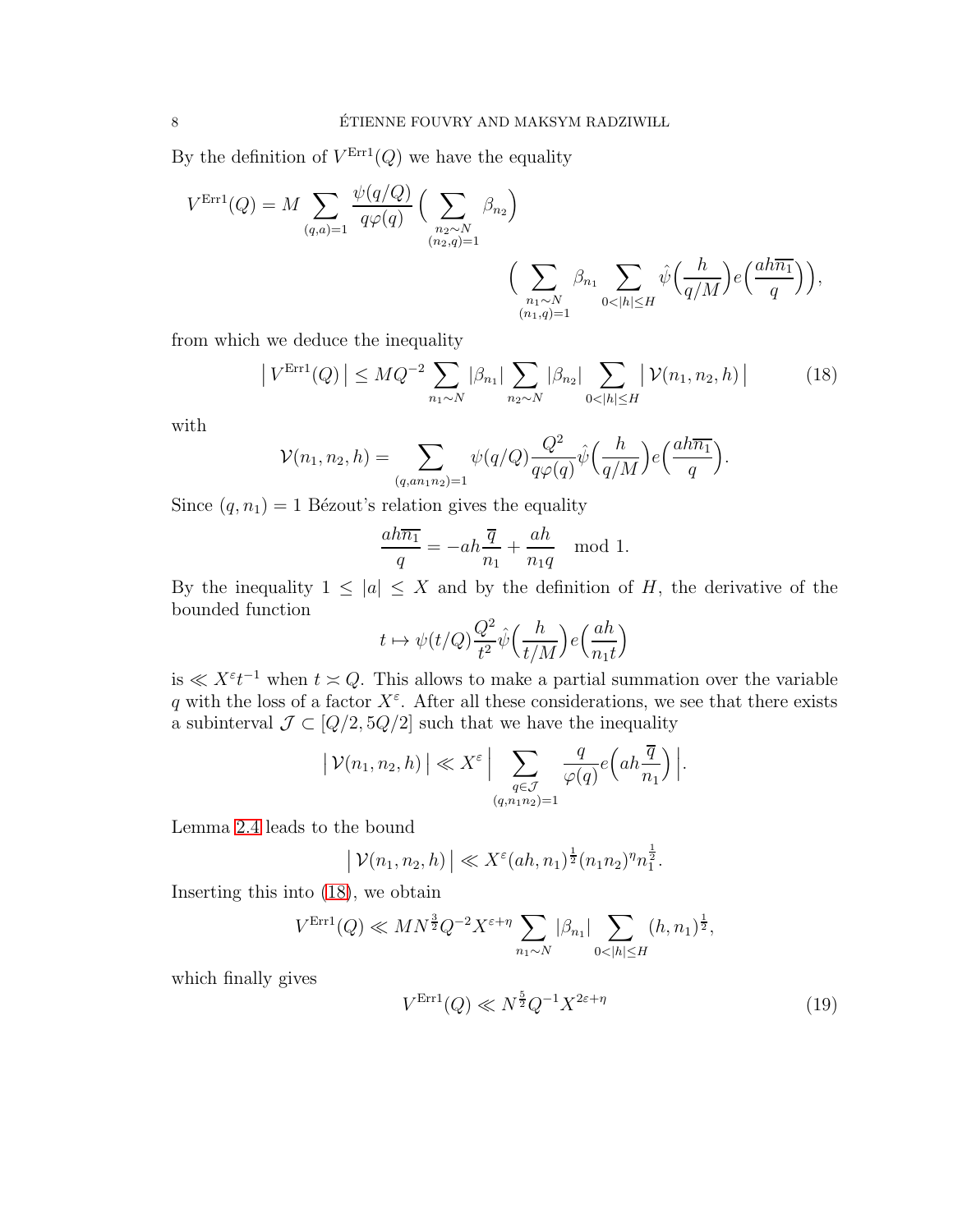By the definition of $V^{\mathrm{Err1}}(Q)$ we have the equality

$$V^{\mathrm{Err1}}(Q) = M \sum_{(q,a)=1} \frac{\psi(q/Q)}{q\varphi(q)} \Big( \sum_{\substack{n_2 \sim N \\ (n_2,q)=1}} \beta_{n_2} \Big) \Big( \sum_{\substack{n_1 \sim N \\ (n_1,q)=1}} \beta_{n_1} \sum_{0<|h|\le H} \hat{\psi}\Big(\frac{h}{q/M}\Big) e\Big(\frac{ah\overline{n_1}}{q}\Big)\Big),$$

from which we deduce the inequality

$$\big|\, V^{\mathrm{Err1}}(Q)\, \big| \le MQ^{-2} \sum_{n_1 \sim N} |\beta_{n_1}| \sum_{n_2 \sim N} |\beta_{n_2}| \sum_{0<|h|\le H} \big|\, \mathcal{V}(n_1,n_2,h)\, \big| \tag{18}$$

with

$$\mathcal{V}(n_1,n_2,h) = \sum_{(q,an_1n_2)=1} \psi(q/Q) \frac{Q^2}{q\varphi(q)} \hat{\psi}\Big(\frac{h}{q/M}\Big) e\Big(\frac{ah\overline{n_1}}{q}\Big).$$

Since $(q,n_1)=1$ Bézout's relation gives the equality

$$\frac{ah\overline{n_1}}{q} = -ah\frac{\overline{q}}{n_1} + \frac{ah}{n_1 q} \mod 1.$$

By the inequality $1 \le |a| \le X$ and by the definition of $H$, the derivative of the bounded function

$$t \mapsto \psi(t/Q)\frac{Q^2}{t^2}\hat{\psi}\Big(\frac{h}{t/M}\Big) e\Big(\frac{ah}{n_1 t}\Big)$$

is $\ll X^{\varepsilon} t^{-1}$ when $t \asymp Q$. This allows to make a partial summation over the variable $q$ with the loss of a factor $X^{\varepsilon}$. After all these considerations, we see that there exists a subinterval $\mathcal{J} \subset [Q/2, 5Q/2]$ such that we have the inequality

$$\big|\, \mathcal{V}(n_1,n_2,h)\, \big| \ll X^{\varepsilon} \Big| \sum_{\substack{q\in\mathcal{J} \\ (q,n_1n_2)=1}} \frac{q}{\varphi(q)} e\Big(ah\frac{\overline{q}}{n_1}\Big) \Big|.$$

Lemma 2.4 leads to the bound

$$\big|\, \mathcal{V}(n_1,n_2,h)\, \big| \ll X^{\varepsilon} (ah,n_1)^{\frac12} (n_1n_2)^{\eta} n_1^{\frac12}.$$

Inserting this into (18), we obtain

$$V^{\mathrm{Err1}}(Q) \ll MN^{\frac32} Q^{-2} X^{\varepsilon+\eta} \sum_{n_1\sim N} |\beta_{n_1}| \sum_{0<|h|\le H} (h,n_1)^{\frac12},$$

which finally gives

$$V^{\mathrm{Err1}}(Q) \ll N^{\frac52} Q^{-1} X^{2\varepsilon+\eta} \tag{19}$$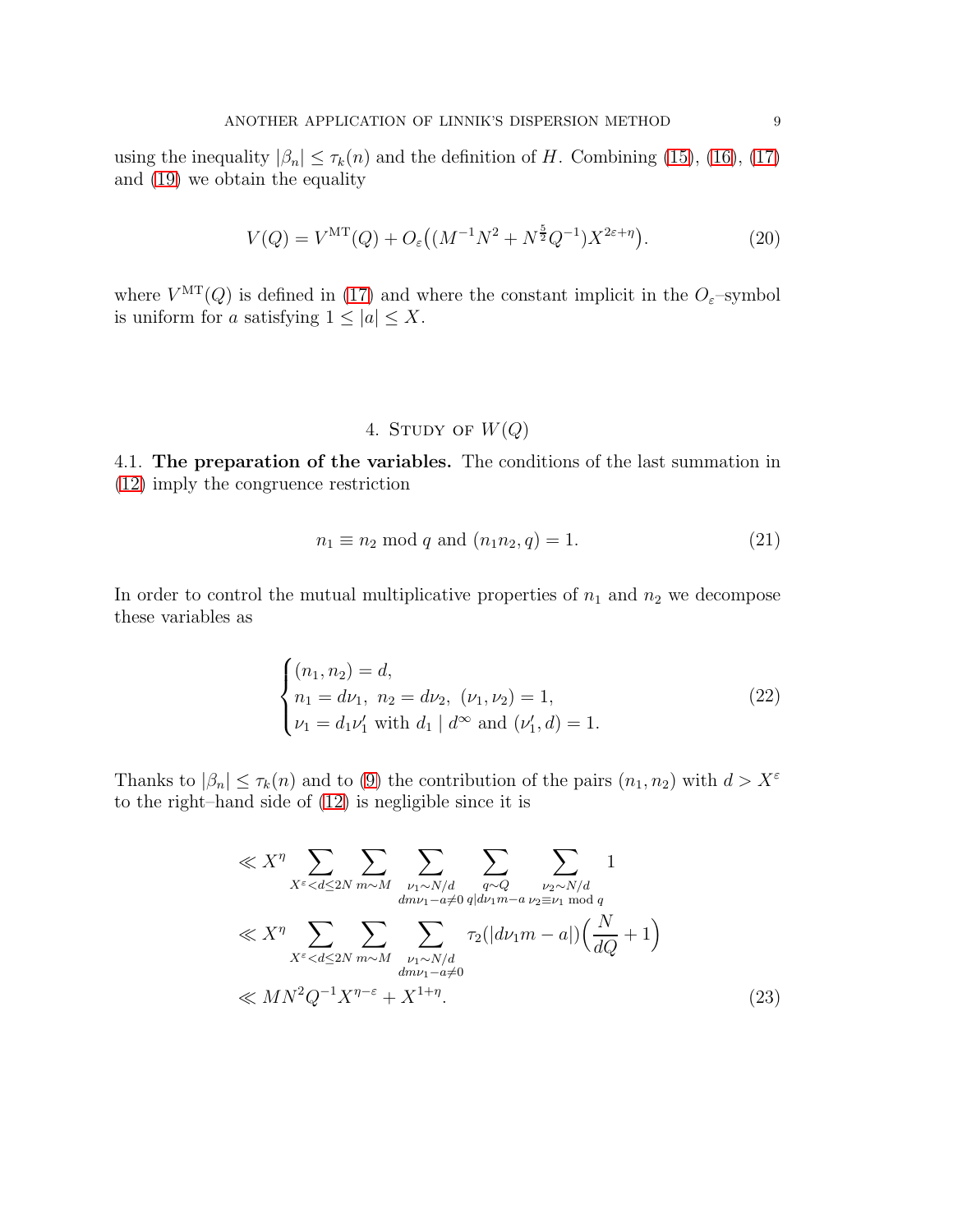using the inequality $|\beta_n| \leq \tau_k(n)$ and the definition of $H$. Combining (15), (16), (17) and (19) we obtain the equality

$$V(Q) = V^{\mathrm{MT}}(Q) + O_\varepsilon\big((M^{-1}N^2 + N^{\frac{5}{2}}Q^{-1})X^{2\varepsilon+\eta}\big). \tag{20}$$

where $V^{\mathrm{MT}}(Q)$ is defined in (17) and where the constant implicit in the $O_\varepsilon$–symbol is uniform for $a$ satisfying $1 \leq |a| \leq X$.

## 4. Study of $W(Q)$

**4.1. The preparation of the variables.** The conditions of the last summation in (12) imply the congruence restriction

$$n_1 \equiv n_2 \bmod q \text{ and } (n_1 n_2, q) = 1. \tag{21}$$

In order to control the mutual multiplicative properties of $n_1$ and $n_2$ we decompose these variables as

$$\begin{cases} (n_1, n_2) = d, \\ n_1 = d\nu_1,\ n_2 = d\nu_2,\ (\nu_1, \nu_2) = 1, \\ \nu_1 = d_1 \nu_1' \text{ with } d_1 \mid d^\infty \text{ and } (\nu_1', d) = 1. \end{cases} \tag{22}$$

Thanks to $|\beta_n| \leq \tau_k(n)$ and to (9) the contribution of the pairs $(n_1, n_2)$ with $d > X^\varepsilon$ to the right–hand side of (12) is negligible since it is

$$\begin{aligned}
&\ll X^\eta \sum_{X^\varepsilon < d \leq 2N} \sum_{m \sim M} \sum_{\substack{\nu_1 \sim N/d \\ dm\nu_1 - a \neq 0}} \sum_{\substack{q \sim Q \\ q \mid d\nu_1 m - a}} \sum_{\substack{\nu_2 \sim N/d \\ \nu_2 \equiv \nu_1 \bmod q}} 1 \\
&\ll X^\eta \sum_{X^\varepsilon < d \leq 2N} \sum_{m \sim M} \sum_{\substack{\nu_1 \sim N/d \\ dm\nu_1 - a \neq 0}} \tau_2(|d\nu_1 m - a|)\Big(\frac{N}{dQ} + 1\Big) \\
&\ll MN^2Q^{-1}X^{\eta - \varepsilon} + X^{1+\eta}.
\end{aligned} \tag{23}$$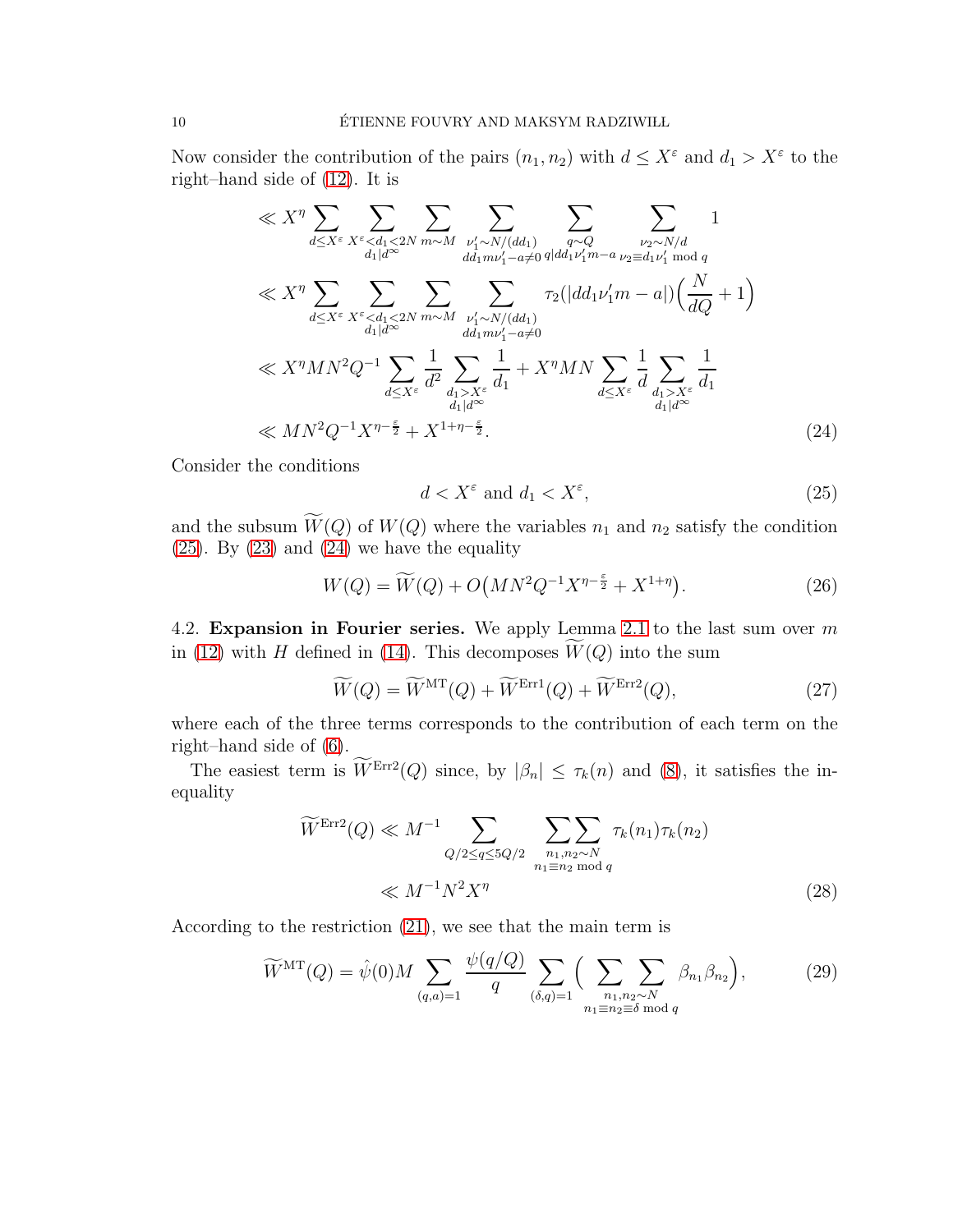Now consider the contribution of the pairs $(n_1, n_2)$ with $d \leq X^\varepsilon$ and $d_1 > X^\varepsilon$ to the right–hand side of (12). It is

$$
\begin{aligned}
&\ll X^\eta \sum_{d \leq X^\varepsilon} \sum_{\substack{X^\varepsilon < d_1 < 2N \\ d_1 | d^\infty}} \sum_{m \sim M} \sum_{\substack{\nu_1' \sim N/(dd_1) \\ dd_1 m\nu_1' - a \neq 0}} \sum_{\substack{q \sim Q \\ q | dd_1 \nu_1' m - a}} \sum_{\substack{\nu_2 \sim N/d \\ \nu_2 \equiv d_1 \nu_1' \bmod q}} 1 \\
&\ll X^\eta \sum_{d \leq X^\varepsilon} \sum_{\substack{X^\varepsilon < d_1 < 2N \\ d_1 | d^\infty}} \sum_{m \sim M} \sum_{\substack{\nu_1' \sim N/(dd_1) \\ dd_1 m\nu_1' - a \neq 0}} \tau_2(|dd_1 \nu_1' m - a|) \Big( \frac{N}{dQ} + 1 \Big) \\
&\ll X^\eta M N^2 Q^{-1} \sum_{d \leq X^\varepsilon} \frac{1}{d^2} \sum_{\substack{d_1 > X^\varepsilon \\ d_1 | d^\infty}} \frac{1}{d_1} + X^\eta M N \sum_{d \leq X^\varepsilon} \frac{1}{d} \sum_{\substack{d_1 > X^\varepsilon \\ d_1 | d^\infty}} \frac{1}{d_1} \\
&\ll M N^2 Q^{-1} X^{\eta - \frac{\varepsilon}{2}} + X^{1 + \eta - \frac{\varepsilon}{2}}.
\end{aligned} \tag{24}
$$

Consider the conditions

$$
d < X^\varepsilon \text{ and } d_1 < X^\varepsilon, \tag{25}
$$

and the subsum $\widetilde{W}(Q)$ of $W(Q)$ where the variables $n_1$ and $n_2$ satisfy the condition (25). By (23) and (24) we have the equality

$$
W(Q) = \widetilde{W}(Q) + O\big(M N^2 Q^{-1} X^{\eta - \frac{\varepsilon}{2}} + X^{1+\eta}\big). \tag{26}
$$

4.2. **Expansion in Fourier series.** We apply Lemma 2.1 to the last sum over $m$ in (12) with $H$ defined in (14). This decomposes $\widetilde{W}(Q)$ into the sum

$$
\widetilde{W}(Q) = \widetilde{W}^{\mathrm{MT}}(Q) + \widetilde{W}^{\mathrm{Err1}}(Q) + \widetilde{W}^{\mathrm{Err2}}(Q), \tag{27}
$$

where each of the three terms corresponds to the contribution of each term on the right–hand side of (6).

The easiest term is $\widetilde{W}^{\mathrm{Err2}}(Q)$ since, by $|\beta_n| \leq \tau_k(n)$ and (8), it satisfies the inequality

$$
\begin{aligned}
\widetilde{W}^{\mathrm{Err2}}(Q) &\ll M^{-1} \sum_{Q/2 \leq q \leq 5Q/2} \sum_{\substack{n_1, n_2 \sim N \\ n_1 \equiv n_2 \bmod q}} \tau_k(n_1) \tau_k(n_2) \\
&\ll M^{-1} N^2 X^\eta
\end{aligned} \tag{28}
$$

According to the restriction (21), we see that the main term is

$$
\widetilde{W}^{\mathrm{MT}}(Q) = \hat{\psi}(0) M \sum_{(q,a)=1} \frac{\psi(q/Q)}{q} \sum_{(\delta, q)=1} \Big( \sum_{\substack{n_1, n_2 \sim N \\ n_1 \equiv n_2 \equiv \delta \bmod q}} \beta_{n_1} \beta_{n_2} \Big), \tag{29}
$$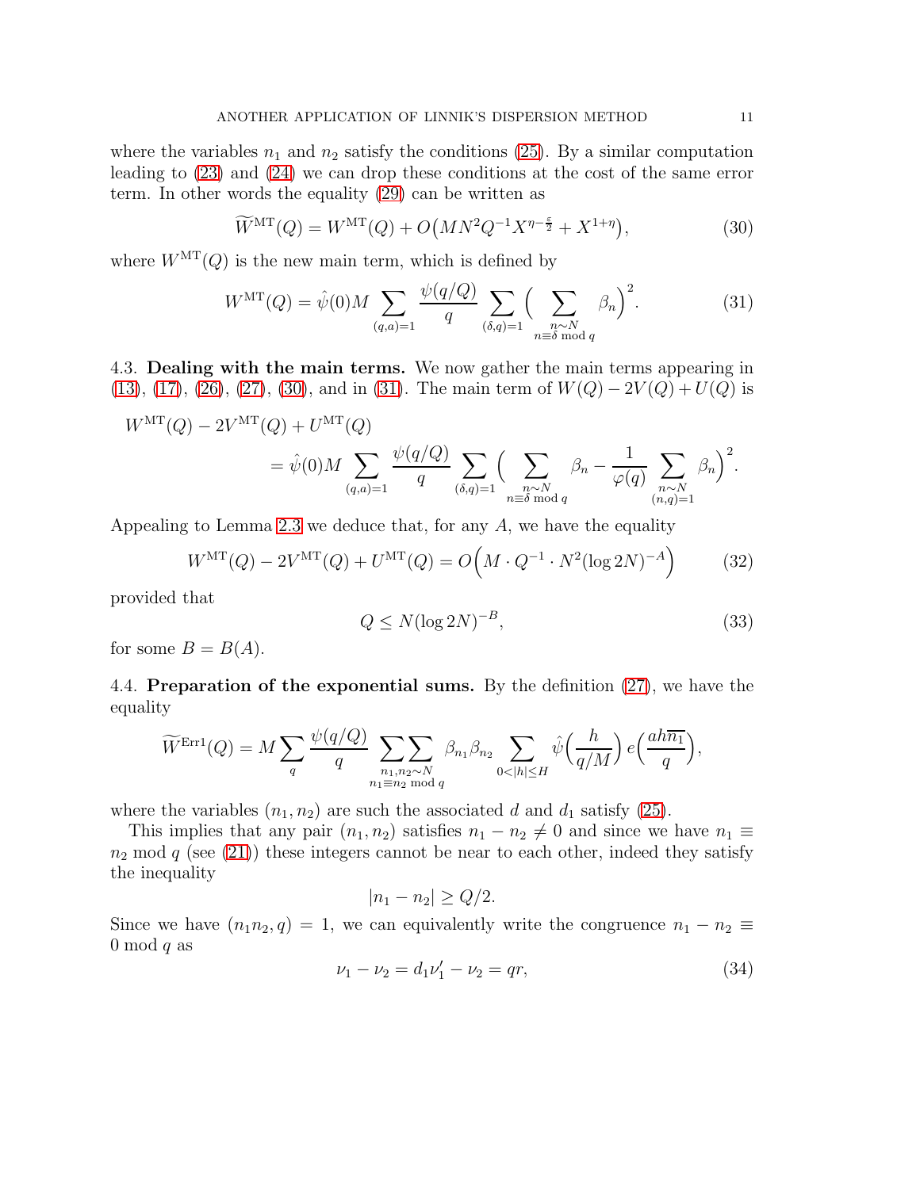where the variables $n_1$ and $n_2$ satisfy the conditions (25). By a similar computation leading to (23) and (24) we can drop these conditions at the cost of the same error term. In other words the equality (29) can be written as

$$\widetilde{W}^{\mathrm{MT}}(Q) = W^{\mathrm{MT}}(Q) + O\big(MN^2Q^{-1}X^{\eta-\frac{\varepsilon}{2}} + X^{1+\eta}\big), \tag{30}$$

where $W^{\mathrm{MT}}(Q)$ is the new main term, which is defined by

$$W^{\mathrm{MT}}(Q) = \hat{\psi}(0)M \sum_{(q,a)=1} \frac{\psi(q/Q)}{q} \sum_{(\delta,q)=1} \Big( \sum_{\substack{n\sim N \\ n\equiv \delta \bmod q}} \beta_n \Big)^2. \tag{31}$$

4.3. **Dealing with the main terms.** We now gather the main terms appearing in (13), (17), (26), (27), (30), and in (31). The main term of $W(Q) - 2V(Q) + U(Q)$ is

$$\begin{aligned} W^{\mathrm{MT}}(Q) &- 2V^{\mathrm{MT}}(Q) + U^{\mathrm{MT}}(Q) \\ &= \hat{\psi}(0)M \sum_{(q,a)=1} \frac{\psi(q/Q)}{q} \sum_{(\delta,q)=1} \Big( \sum_{\substack{n\sim N \\ n\equiv \delta \bmod q}} \beta_n - \frac{1}{\varphi(q)} \sum_{\substack{n\sim N \\ (n,q)=1}} \beta_n \Big)^2. \end{aligned}$$

Appealing to Lemma 2.3 we deduce that, for any $A$, we have the equality

$$W^{\mathrm{MT}}(Q) - 2V^{\mathrm{MT}}(Q) + U^{\mathrm{MT}}(Q) = O\Big(M \cdot Q^{-1} \cdot N^2 (\log 2N)^{-A}\Big) \tag{32}$$

provided that

$$Q \leq N(\log 2N)^{-B}, \tag{33}$$

for some $B = B(A)$.

4.4. **Preparation of the exponential sums.** By the definition (27), we have the equality

$$\widetilde{W}^{\mathrm{Err1}}(Q) = M \sum_q \frac{\psi(q/Q)}{q} \sum_{\substack{n_1,n_2\sim N \\ n_1\equiv n_2 \bmod q}}\!\!\sum \beta_{n_1}\beta_{n_2} \sum_{0<|h|\leq H} \hat{\psi}\Big(\frac{h}{q/M}\Big)\, e\Big(\frac{ah\overline{n_1}}{q}\Big),$$

where the variables $(n_1, n_2)$ are such the associated $d$ and $d_1$ satisfy (25).

This implies that any pair $(n_1, n_2)$ satisfies $n_1 - n_2 \neq 0$ and since we have $n_1 \equiv n_2 \bmod q$ (see (21)) these integers cannot be near to each other, indeed they satisfy the inequality

$$|n_1 - n_2| \geq Q/2.$$

Since we have $(n_1n_2, q) = 1$, we can equivalently write the congruence $n_1 - n_2 \equiv 0 \bmod q$ as

$$\nu_1 - \nu_2 = d_1\nu_1' - \nu_2 = qr, \tag{34}$$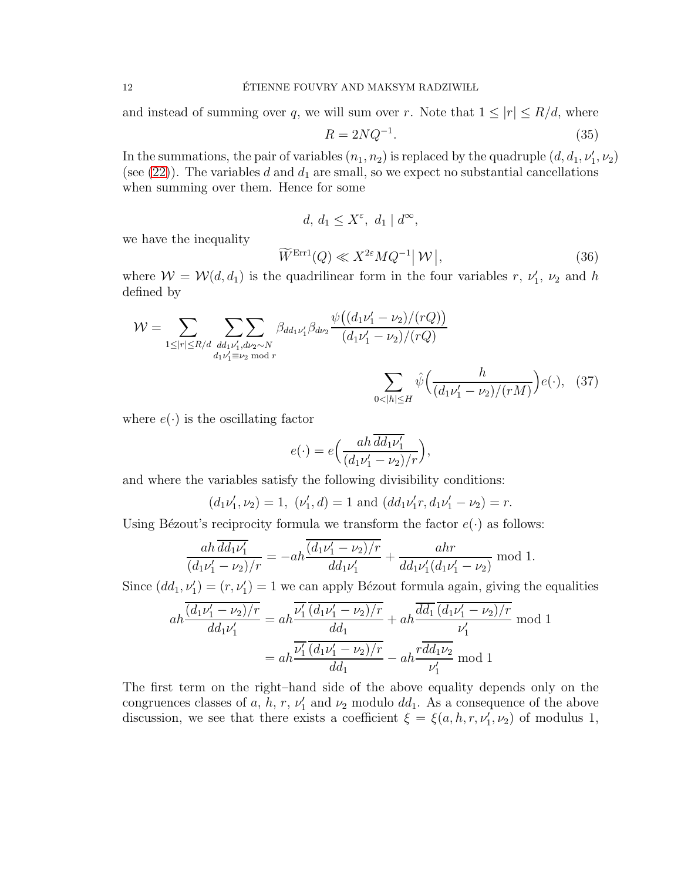and instead of summing over $q$, we will sum over $r$. Note that $1 \le |r| \le R/d$, where

$$R = 2NQ^{-1}. \tag{35}$$

In the summations, the pair of variables $(n_1, n_2)$ is replaced by the quadruple $(d, d_1, \nu_1', \nu_2)$ (see (22)). The variables $d$ and $d_1$ are small, so we expect no substantial cancellations when summing over them. Hence for some

$$d,\, d_1 \le X^{\varepsilon},\ d_1 \mid d^{\infty},$$

we have the inequality

$$\widetilde{W}^{\mathrm{Err1}}(Q) \ll X^{2\varepsilon} M Q^{-1} \big|\, \mathcal{W} \,\big|, \tag{36}$$

where $\mathcal{W} = \mathcal{W}(d, d_1)$ is the quadrilinear form in the four variables $r$, $\nu_1'$, $\nu_2$ and $h$ defined by

$$\mathcal{W} = \sum_{1 \le |r| \le R/d} \ \sum\sum_{\substack{dd_1\nu_1', d\nu_2 \sim N \\ d_1\nu_1' \equiv \nu_2 \bmod r}} \beta_{dd_1\nu_1'} \beta_{d\nu_2} \frac{\psi\big((d_1\nu_1' - \nu_2)/(rQ)\big)}{(d_1\nu_1' - \nu_2)/(rQ)} \sum_{0 < |h| \le H} \hat{\psi}\Big(\frac{h}{(d_1\nu_1' - \nu_2)/(rM)}\Big) e(\cdot), \tag{37}$$

where $e(\cdot)$ is the oscillating factor

$$e(\cdot) = e\Big(\frac{ah\,\overline{dd_1\nu_1'}}{(d_1\nu_1' - \nu_2)/r}\Big),$$

and where the variables satisfy the following divisibility conditions:

$$(d_1\nu_1', \nu_2) = 1,\ (\nu_1', d) = 1 \text{ and } (dd_1\nu_1' r, d_1\nu_1' - \nu_2) = r.$$

Using Bézout's reciprocity formula we transform the factor $e(\cdot)$ as follows:

$$\frac{ah\,\overline{dd_1\nu_1'}}{(d_1\nu_1' - \nu_2)/r} = -ah\frac{\overline{(d_1\nu_1' - \nu_2)/r}}{dd_1\nu_1'} + \frac{ahr}{dd_1\nu_1'(d_1\nu_1' - \nu_2)} \bmod 1.$$

Since $(dd_1, \nu_1') = (r, \nu_1') = 1$ we can apply Bézout formula again, giving the equalities

$$\begin{aligned} ah\frac{\overline{(d_1\nu_1' - \nu_2)/r}}{dd_1\nu_1'} &= ah\frac{\overline{\nu_1'}\,\overline{(d_1\nu_1' - \nu_2)/r}}{dd_1} + ah\frac{\overline{dd_1}\,\overline{(d_1\nu_1' - \nu_2)/r}}{\nu_1'} \bmod 1 \\ &= ah\frac{\overline{\nu_1'}\,\overline{(d_1\nu_1' - \nu_2)/r}}{dd_1} - ah\frac{r\overline{dd_1\nu_2}}{\nu_1'} \bmod 1 \end{aligned}$$

The first term on the right–hand side of the above equality depends only on the congruences classes of $a$, $h$, $r$, $\nu_1'$ and $\nu_2$ modulo $dd_1$. As a consequence of the above discussion, we see that there exists a coefficient $\xi = \xi(a, h, r, \nu_1', \nu_2)$ of modulus 1,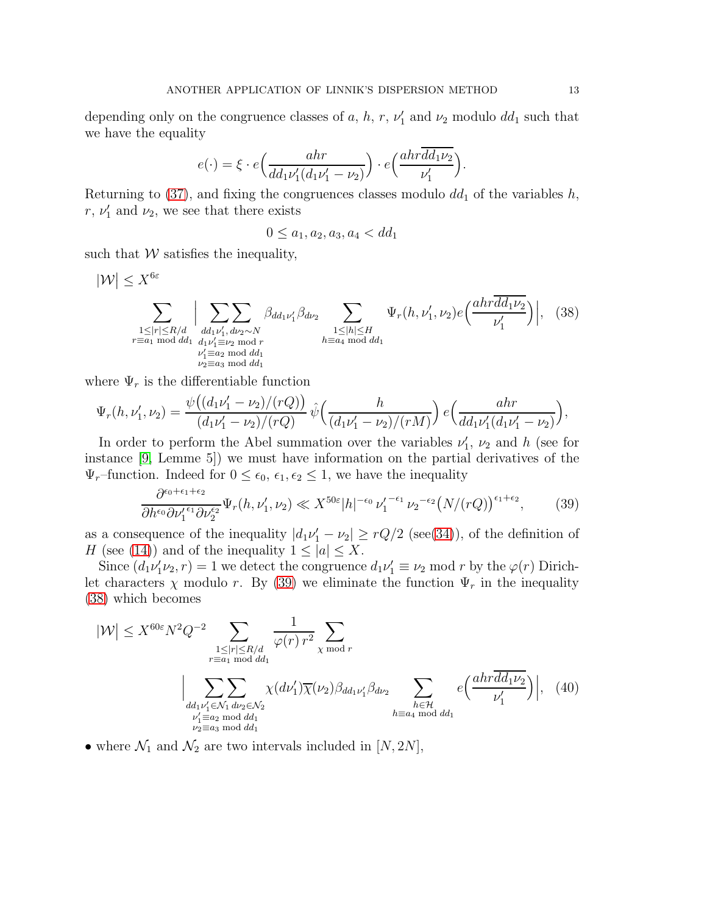depending only on the congruence classes of $a$, $h$, $r$, $\nu_1'$ and $\nu_2$ modulo $dd_1$ such that we have the equality

$$e(\cdot) = \xi \cdot e\Big(\frac{ahr}{dd_1\nu_1'(d_1\nu_1' - \nu_2)}\Big) \cdot e\Big(\frac{ahr\overline{dd_1\nu_2}}{\nu_1'}\Big).$$

Returning to (37), and fixing the congruences classes modulo $dd_1$ of the variables $h$, $r$, $\nu_1'$ and $\nu_2$, we see that there exists

$$0 \le a_1, a_2, a_3, a_4 < dd_1$$

such that $\mathcal{W}$ satisfies the inequality,

$$|\mathcal{W}| \le X^{6\varepsilon} \sum_{\substack{1\le |r| \le R/d \\ r \equiv a_1 \bmod dd_1}} \Big| \sum_{\substack{dd_1\nu_1',\, d\nu_2 \sim N \\ d_1\nu_1' \equiv \nu_2 \bmod r \\ \nu_1' \equiv a_2 \bmod dd_1 \\ \nu_2 \equiv a_3 \bmod dd_1}}\sum \beta_{dd_1\nu_1'}\beta_{d\nu_2} \sum_{\substack{1 \le |h| \le H \\ h \equiv a_4 \bmod dd_1}} \Psi_r(h, \nu_1', \nu_2) e\Big(\frac{ahr\overline{dd_1\nu_2}}{\nu_1'}\Big)\Big|, \quad (38)$$

where $\Psi_r$ is the differentiable function

$$\Psi_r(h, \nu_1', \nu_2) = \frac{\psi\big((d_1\nu_1' - \nu_2)/(rQ)\big)}{(d_1\nu_1' - \nu_2)/(rQ)}\, \hat{\psi}\Big(\frac{h}{(d_1\nu_1' - \nu_2)/(rM)}\Big)\, e\Big(\frac{ahr}{dd_1\nu_1'(d_1\nu_1' - \nu_2)}\Big),$$

In order to perform the Abel summation over the variables $\nu_1'$, $\nu_2$ and $h$ (see for instance [9, Lemme 5]) we must have information on the partial derivatives of the $\Psi_r$–function. Indeed for $0 \le \epsilon_0,\, \epsilon_1, \epsilon_2 \le 1$, we have the inequality

$$\frac{\partial^{\epsilon_0+\epsilon_1+\epsilon_2}}{\partial h^{\epsilon_0}\partial {\nu_1'}^{\epsilon_1}\partial \nu_2^{\epsilon_2}}\Psi_r(h, \nu_1', \nu_2) \ll X^{50\varepsilon} |h|^{-\epsilon_0}\, {\nu_1'}^{-\epsilon_1}\, \nu_2^{-\epsilon_2} \big(N/(rQ)\big)^{\epsilon_1+\epsilon_2}, \quad (39)$$

as a consequence of the inequality $|d_1\nu_1' - \nu_2| \ge rQ/2$ (see(34)), of the definition of $H$ (see (14)) and of the inequality $1 \le |a| \le X$.

Since $(d_1\nu_1'\nu_2, r) = 1$ we detect the congruence $d_1\nu_1' \equiv \nu_2 \bmod r$ by the $\varphi(r)$ Dirichlet characters $\chi$ modulo $r$. By (39) we eliminate the function $\Psi_r$ in the inequality (38) which becomes

$$|\mathcal{W}| \le X^{60\varepsilon} N^2 Q^{-2} \sum_{\substack{1 \le |r| \le R/d \\ r \equiv a_1 \bmod dd_1}} \frac{1}{\varphi(r)\, r^2} \sum_{\chi \bmod r} \Big| \sum_{\substack{dd_1\nu_1' \in \mathcal{N}_1 \\ \nu_1' \equiv a_2 \bmod dd_1 \\ \nu_2 \equiv a_3 \bmod dd_1}}\sum_{d\nu_2 \in \mathcal{N}_2} \chi(d\nu_1')\overline{\chi}(\nu_2)\beta_{dd_1\nu_1'}\beta_{d\nu_2} \sum_{\substack{h \in \mathcal{H} \\ h \equiv a_4 \bmod dd_1}} e\Big(\frac{ahr\overline{dd_1\nu_2}}{\nu_1'}\Big)\Big|, \quad (40)$$

- where $\mathcal{N}_1$ and $\mathcal{N}_2$ are two intervals included in $[N, 2N]$,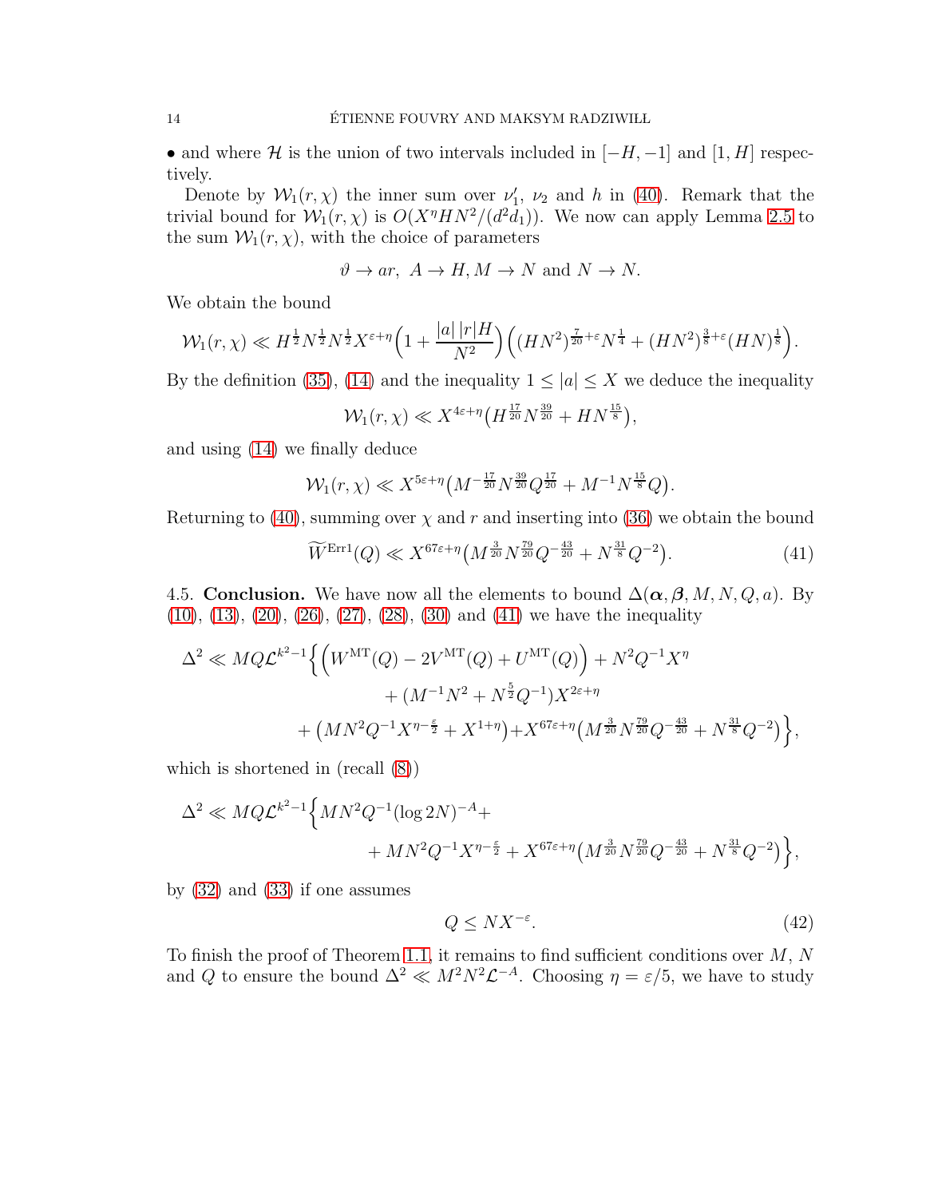• and where $\mathcal{H}$ is the union of two intervals included in $[-H,-1]$ and $[1,H]$ respectively.

Denote by $\mathcal{W}_1(r,\chi)$ the inner sum over $\nu_1'$, $\nu_2$ and $h$ in (40). Remark that the trivial bound for $\mathcal{W}_1(r,\chi)$ is $O(X^\eta HN^2/(d^2d_1))$. We now can apply Lemma 2.5 to the sum $\mathcal{W}_1(r,\chi)$, with the choice of parameters

$$\vartheta \to ar,\ A \to H, M \to N \text{ and } N \to N.$$

We obtain the bound

$$\mathcal{W}_1(r,\chi) \ll H^{\frac12}N^{\frac12}N^{\frac12}X^{\varepsilon+\eta}\Big(1+\frac{|a|\,|r|H}{N^2}\Big)\Big((HN^2)^{\frac{7}{20}+\varepsilon}N^{\frac14}+(HN^2)^{\frac38+\varepsilon}(HN)^{\frac18}\Big).$$

By the definition (35), (14) and the inequality $1\le |a|\le X$ we deduce the inequality

$$\mathcal{W}_1(r,\chi) \ll X^{4\varepsilon+\eta}\big(H^{\frac{17}{20}}N^{\frac{39}{20}}+HN^{\frac{15}{8}}\big),$$

and using (14) we finally deduce

$$\mathcal{W}_1(r,\chi) \ll X^{5\varepsilon+\eta}\big(M^{-\frac{17}{20}}N^{\frac{39}{20}}Q^{\frac{17}{20}}+M^{-1}N^{\frac{15}{8}}Q\big).$$

Returning to (40), summing over $\chi$ and $r$ and inserting into (36) we obtain the bound

$$\widetilde{W}^{\mathrm{Err1}}(Q) \ll X^{67\varepsilon+\eta}\big(M^{\frac{3}{20}}N^{\frac{79}{20}}Q^{-\frac{43}{20}}+N^{\frac{31}{8}}Q^{-2}\big). \tag{41}$$

4.5. **Conclusion.** We have now all the elements to bound $\Delta(\boldsymbol{\alpha},\boldsymbol{\beta},M,N,Q,a)$. By (10), (13), (20), (26), (27), (28), (30) and (41) we have the inequality

$$\begin{aligned}\Delta^2 \ll MQ\mathcal{L}^{k^2-1}\Big\{&\Big(W^{\mathrm{MT}}(Q)-2V^{\mathrm{MT}}(Q)+U^{\mathrm{MT}}(Q)\Big)+N^2Q^{-1}X^\eta\\ &+(M^{-1}N^2+N^{\frac52}Q^{-1})X^{2\varepsilon+\eta}\\ &+\big(MN^2Q^{-1}X^{\eta-\frac{\varepsilon}{2}}+X^{1+\eta}\big)+X^{67\varepsilon+\eta}\big(M^{\frac{3}{20}}N^{\frac{79}{20}}Q^{-\frac{43}{20}}+N^{\frac{31}{8}}Q^{-2}\big)\Big\},\end{aligned}$$

which is shortened in (recall (8))

$$\begin{aligned}\Delta^2 \ll MQ\mathcal{L}^{k^2-1}\Big\{&MN^2Q^{-1}(\log 2N)^{-A}+\\ &+MN^2Q^{-1}X^{\eta-\frac{\varepsilon}{2}}+X^{67\varepsilon+\eta}\big(M^{\frac{3}{20}}N^{\frac{79}{20}}Q^{-\frac{43}{20}}+N^{\frac{31}{8}}Q^{-2}\big)\Big\},\end{aligned}$$

by (32) and (33) if one assumes

$$Q\le NX^{-\varepsilon}. \tag{42}$$

To finish the proof of Theorem 1.1, it remains to find sufficient conditions over $M$, $N$ and $Q$ to ensure the bound $\Delta^2 \ll M^2N^2\mathcal{L}^{-A}$. Choosing $\eta=\varepsilon/5$, we have to study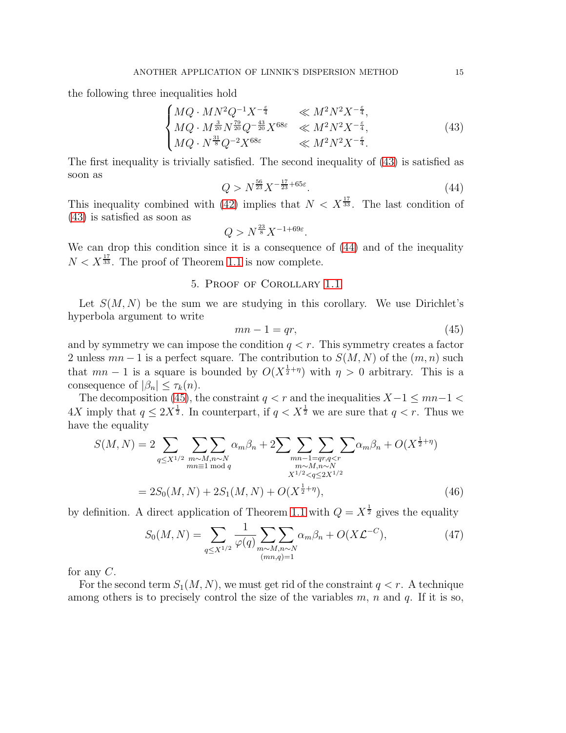the following three inequalities hold

$$\begin{cases} MQ \cdot MN^2 Q^{-1} X^{-\frac{\varepsilon}{4}} & \ll M^2N^2X^{-\frac{\varepsilon}{4}}, \\ MQ \cdot M^{\frac{3}{20}} N^{\frac{79}{20}} Q^{-\frac{43}{20}} X^{68\varepsilon} & \ll M^2N^2X^{-\frac{\varepsilon}{4}}, \\ MQ \cdot N^{\frac{31}{8}} Q^{-2} X^{68\varepsilon} & \ll M^2N^2X^{-\frac{\varepsilon}{4}}. \end{cases} \tag{43}$$

The first inequality is trivially satisfied. The second inequality of (43) is satisfied as soon as

$$Q > N^{\frac{56}{23}} X^{-\frac{17}{23}+65\varepsilon}. \tag{44}$$

This inequality combined with (42) implies that $N < X^{\frac{17}{33}}$. The last condition of (43) is satisfied as soon as

$$Q > N^{\frac{23}{8}} X^{-1+69\varepsilon}.$$

We can drop this condition since it is a consequence of (44) and of the inequality $N < X^{\frac{17}{33}}$. The proof of Theorem 1.1 is now complete.

## 5. Proof of Corollary 1.1

Let $S(M,N)$ be the sum we are studying in this corollary. We use Dirichlet's hyperbola argument to write

$$mn - 1 = qr, \tag{45}$$

and by symmetry we can impose the condition $q < r$. This symmetry creates a factor 2 unless $mn-1$ is a perfect square. The contribution to $S(M,N)$ of the $(m,n)$ such that $mn-1$ is a square is bounded by $O(X^{\frac{1}{2}+\eta})$ with $\eta > 0$ arbitrary. This is a consequence of $|\beta_n| \le \tau_k(n)$.

The decomposition (45), the constraint $q < r$ and the inequalities $X-1 \le mn-1 < 4X$ imply that $q \le 2X^{\frac{1}{2}}$. In counterpart, if $q < X^{\frac{1}{2}}$ we are sure that $q < r$. Thus we have the equality

$$\begin{aligned} S(M,N) &= 2 \sum_{q \le X^{1/2}} \sum_{\substack{m \sim M, n \sim N \\ mn \equiv 1 \bmod q}} \sum \alpha_m \beta_n + 2 \sum \sum_{\substack{mn-1=qr, q<r \\ m\sim M, n \sim N \\ X^{1/2} < q \le 2X^{1/2}}} \sum \sum \alpha_m \beta_n + O(X^{\frac{1}{2}+\eta}) \\ &= 2S_0(M,N) + 2S_1(M,N) + O(X^{\frac{1}{2}+\eta}), \end{aligned} \tag{46}$$

by definition. A direct application of Theorem 1.1 with $Q = X^{\frac{1}{2}}$ gives the equality

$$S_0(M,N) = \sum_{q \le X^{1/2}} \frac{1}{\varphi(q)} \sum_{\substack{m \sim M, n \sim N \\ (mn,q)=1}} \sum \alpha_m \beta_n + O(X\mathcal{L}^{-C}), \tag{47}$$

for any $C$.

For the second term $S_1(M,N)$, we must get rid of the constraint $q < r$. A technique among others is to precisely control the size of the variables $m$, $n$ and $q$. If it is so,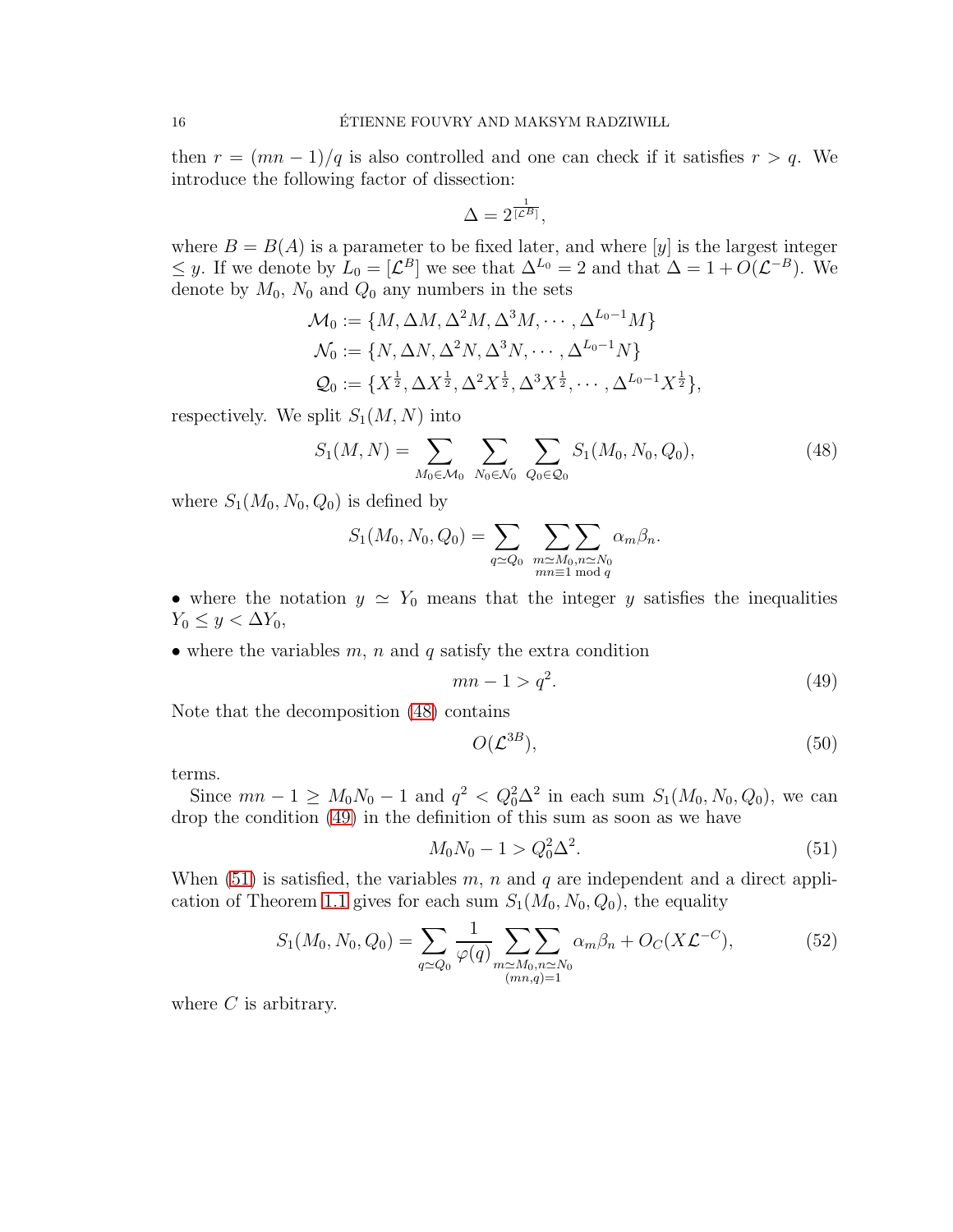then $r = (mn-1)/q$ is also controlled and one can check if it satisfies $r > q$. We introduce the following factor of dissection:

$$\Delta = 2^{\frac{1}{[\mathcal{L}^B]}},$$

where $B = B(A)$ is a parameter to be fixed later, and where $[y]$ is the largest integer $\leq y$. If we denote by $L_0 = [\mathcal{L}^B]$ we see that $\Delta^{L_0} = 2$ and that $\Delta = 1 + O(\mathcal{L}^{-B})$. We denote by $M_0$, $N_0$ and $Q_0$ any numbers in the sets

$$\mathcal{M}_0 := \{M, \Delta M, \Delta^2 M, \Delta^3 M, \cdots, \Delta^{L_0-1} M\}$$
$$\mathcal{N}_0 := \{N, \Delta N, \Delta^2 N, \Delta^3 N, \cdots, \Delta^{L_0-1} N\}$$
$$\mathcal{Q}_0 := \{X^{\frac{1}{2}}, \Delta X^{\frac{1}{2}}, \Delta^2 X^{\frac{1}{2}}, \Delta^3 X^{\frac{1}{2}}, \cdots, \Delta^{L_0-1} X^{\frac{1}{2}}\},$$

respectively. We split $S_1(M,N)$ into

$$S_1(M,N) = \sum_{M_0 \in \mathcal{M}_0} \sum_{N_0 \in \mathcal{N}_0} \sum_{Q_0 \in \mathcal{Q}_0} S_1(M_0, N_0, Q_0), \tag{48}$$

where $S_1(M_0, N_0, Q_0)$ is defined by

$$S_1(M_0, N_0, Q_0) = \sum_{q \simeq Q_0} \sum_{\substack{m \simeq M_0, n \simeq N_0 \\ mn \equiv 1 \bmod q}} \alpha_m \beta_n.$$

- where the notation $y \simeq Y_0$ means that the integer $y$ satisfies the inequalities $Y_0 \leq y < \Delta Y_0$,
- where the variables $m$, $n$ and $q$ satisfy the extra condition

$$mn - 1 > q^2. \tag{49}$$

Note that the decomposition (48) contains

$$O(\mathcal{L}^{3B}), \tag{50}$$

terms.

Since $mn - 1 \geq M_0 N_0 - 1$ and $q^2 < Q_0^2 \Delta^2$ in each sum $S_1(M_0, N_0, Q_0)$, we can drop the condition (49) in the definition of this sum as soon as we have

$$M_0 N_0 - 1 > Q_0^2 \Delta^2. \tag{51}$$

When (51) is satisfied, the variables $m$, $n$ and $q$ are independent and a direct application of Theorem 1.1 gives for each sum $S_1(M_0, N_0, Q_0)$, the equality

$$S_1(M_0, N_0, Q_0) = \sum_{q \simeq Q_0} \frac{1}{\varphi(q)} \sum_{\substack{m \simeq M_0, n \simeq N_0 \\ (mn, q) = 1}} \alpha_m \beta_n + O_C(X \mathcal{L}^{-C}), \tag{52}$$

where $C$ is arbitrary.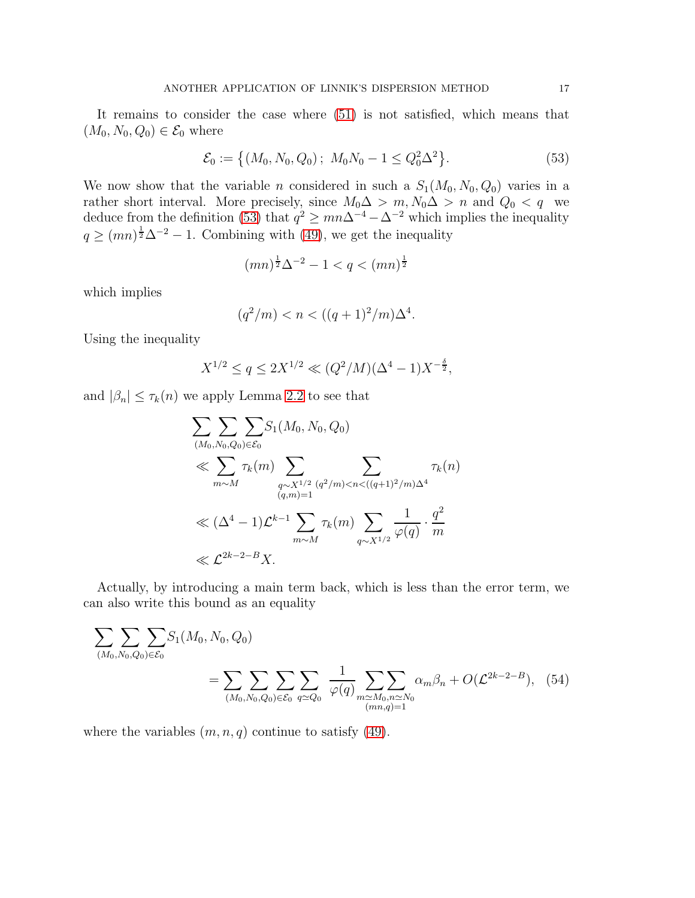It remains to consider the case where (51) is not satisfied, which means that $(M_0, N_0, Q_0) \in \mathcal{E}_0$ where

$$\mathcal{E}_0 := \big\{(M_0, N_0, Q_0)\,;\ M_0N_0 - 1 \le Q_0^2\Delta^2\big\}. \tag{53}$$

We now show that the variable $n$ considered in such a $S_1(M_0, N_0, Q_0)$ varies in a rather short interval. More precisely, since $M_0\Delta > m, N_0\Delta > n$ and $Q_0 < q$ we deduce from the definition (53) that $q^2 \ge mn\Delta^{-4} - \Delta^{-2}$ which implies the inequality $q \ge (mn)^{\frac12}\Delta^{-2} - 1$. Combining with (49), we get the inequality

$$(mn)^{\frac12}\Delta^{-2} - 1 < q < (mn)^{\frac12}$$

which implies

$$(q^2/m) < n < ((q+1)^2/m)\Delta^4.$$

Using the inequality

$$X^{1/2} \le q \le 2X^{1/2} \ll (Q^2/M)(\Delta^4 - 1)X^{-\frac{\delta}{2}},$$

and $|\beta_n| \le \tau_k(n)$ we apply Lemma 2.2 to see that

$$\begin{aligned}
&\sum\sum\sum_{(M_0,N_0,Q_0)\in\mathcal{E}_0} S_1(M_0, N_0, Q_0)\\
&\ll \sum_{m\sim M}\tau_k(m)\sum_{\substack{q\sim X^{1/2}\\(q,m)=1}}\ \sum_{(q^2/m)<n<((q+1)^2/m)\Delta^4}\tau_k(n)\\
&\ll (\Delta^4 - 1)\mathcal{L}^{k-1}\sum_{m\sim M}\tau_k(m)\sum_{q\sim X^{1/2}}\frac{1}{\varphi(q)}\cdot\frac{q^2}{m}\\
&\ll \mathcal{L}^{2k-2-B}X.
\end{aligned}$$

Actually, by introducing a main term back, which is less than the error term, we can also write this bound as an equality

$$\begin{aligned}
&\sum\sum\sum_{(M_0,N_0,Q_0)\in\mathcal{E}_0} S_1(M_0, N_0, Q_0)\\
&\qquad = \sum\sum\sum_{(M_0,N_0,Q_0)\in\mathcal{E}_0}\sum_{q\simeq Q_0}\ \frac{1}{\varphi(q)}\sum\sum_{\substack{m\simeq M_0, n\simeq N_0\\(mn,q)=1}}\alpha_m\beta_n + O(\mathcal{L}^{2k-2-B}),
\end{aligned} \tag{54}$$

where the variables $(m, n, q)$ continue to satisfy (49).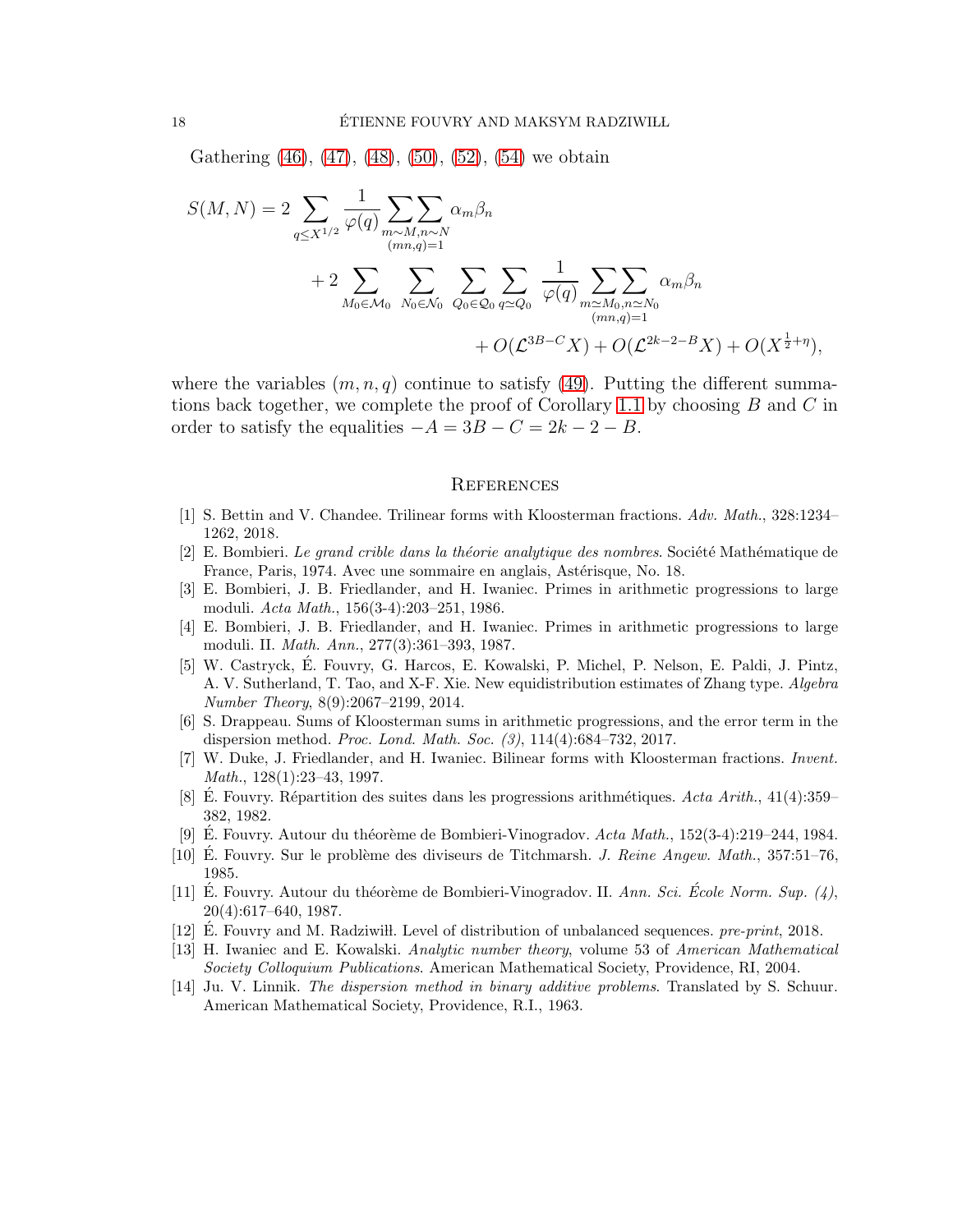Gathering (46), (47), (48), (50), (52), (54) we obtain

$$
\begin{aligned}
S(M,N) = 2 \sum_{q \le X^{1/2}} \frac{1}{\varphi(q)} \mathop{\sum\sum}_{\substack{m \sim M, n \sim N \\ (mn,q)=1}} \alpha_m \beta_n \\
+ 2 \sum_{M_0 \in \mathcal{M}_0} \sum_{N_0 \in \mathcal{N}_0} \sum_{Q_0 \in \mathcal{Q}_0} \sum_{q \simeq Q_0} \frac{1}{\varphi(q)} \mathop{\sum\sum}_{\substack{m \simeq M_0, n \simeq N_0 \\ (mn,q)=1}} \alpha_m \beta_n \\
+ O(\mathcal{L}^{3B-C} X) + O(\mathcal{L}^{2k-2-B} X) + O(X^{\frac{1}{2}+\eta}),
\end{aligned}
$$

where the variables $(m, n, q)$ continue to satisfy (49). Putting the different summations back together, we complete the proof of Corollary 1.1 by choosing $B$ and $C$ in order to satisfy the equalities $-A = 3B - C = 2k - 2 - B$.

## References

[1] S. Bettin and V. Chandee. Trilinear forms with Kloosterman fractions. *Adv. Math.*, 328:1234–1262, 2018.

[2] E. Bombieri. *Le grand crible dans la théorie analytique des nombres*. Société Mathématique de France, Paris, 1974. Avec une sommaire en anglais, Astérisque, No. 18.

[3] E. Bombieri, J. B. Friedlander, and H. Iwaniec. Primes in arithmetic progressions to large moduli. *Acta Math.*, 156(3-4):203–251, 1986.

[4] E. Bombieri, J. B. Friedlander, and H. Iwaniec. Primes in arithmetic progressions to large moduli. II. *Math. Ann.*, 277(3):361–393, 1987.

[5] W. Castryck, É. Fouvry, G. Harcos, E. Kowalski, P. Michel, P. Nelson, E. Paldi, J. Pintz, A. V. Sutherland, T. Tao, and X-F. Xie. New equidistribution estimates of Zhang type. *Algebra Number Theory*, 8(9):2067–2199, 2014.

[6] S. Drappeau. Sums of Kloosterman sums in arithmetic progressions, and the error term in the dispersion method. *Proc. Lond. Math. Soc. (3)*, 114(4):684–732, 2017.

[7] W. Duke, J. Friedlander, and H. Iwaniec. Bilinear forms with Kloosterman fractions. *Invent. Math.*, 128(1):23–43, 1997.

[8] É. Fouvry. Répartition des suites dans les progressions arithmétiques. *Acta Arith.*, 41(4):359–382, 1982.

[9] É. Fouvry. Autour du théorème de Bombieri-Vinogradov. *Acta Math.*, 152(3-4):219–244, 1984.

[10] É. Fouvry. Sur le problème des diviseurs de Titchmarsh. *J. Reine Angew. Math.*, 357:51–76, 1985.

[11] É. Fouvry. Autour du théorème de Bombieri-Vinogradov. II. *Ann. Sci. École Norm. Sup. (4)*, 20(4):617–640, 1987.

[12] É. Fouvry and M. Radziwiłł. Level of distribution of unbalanced sequences. *pre-print*, 2018.

[13] H. Iwaniec and E. Kowalski. *Analytic number theory*, volume 53 of *American Mathematical Society Colloquium Publications*. American Mathematical Society, Providence, RI, 2004.

[14] Ju. V. Linnik. *The dispersion method in binary additive problems*. Translated by S. Schuur. American Mathematical Society, Providence, R.I., 1963.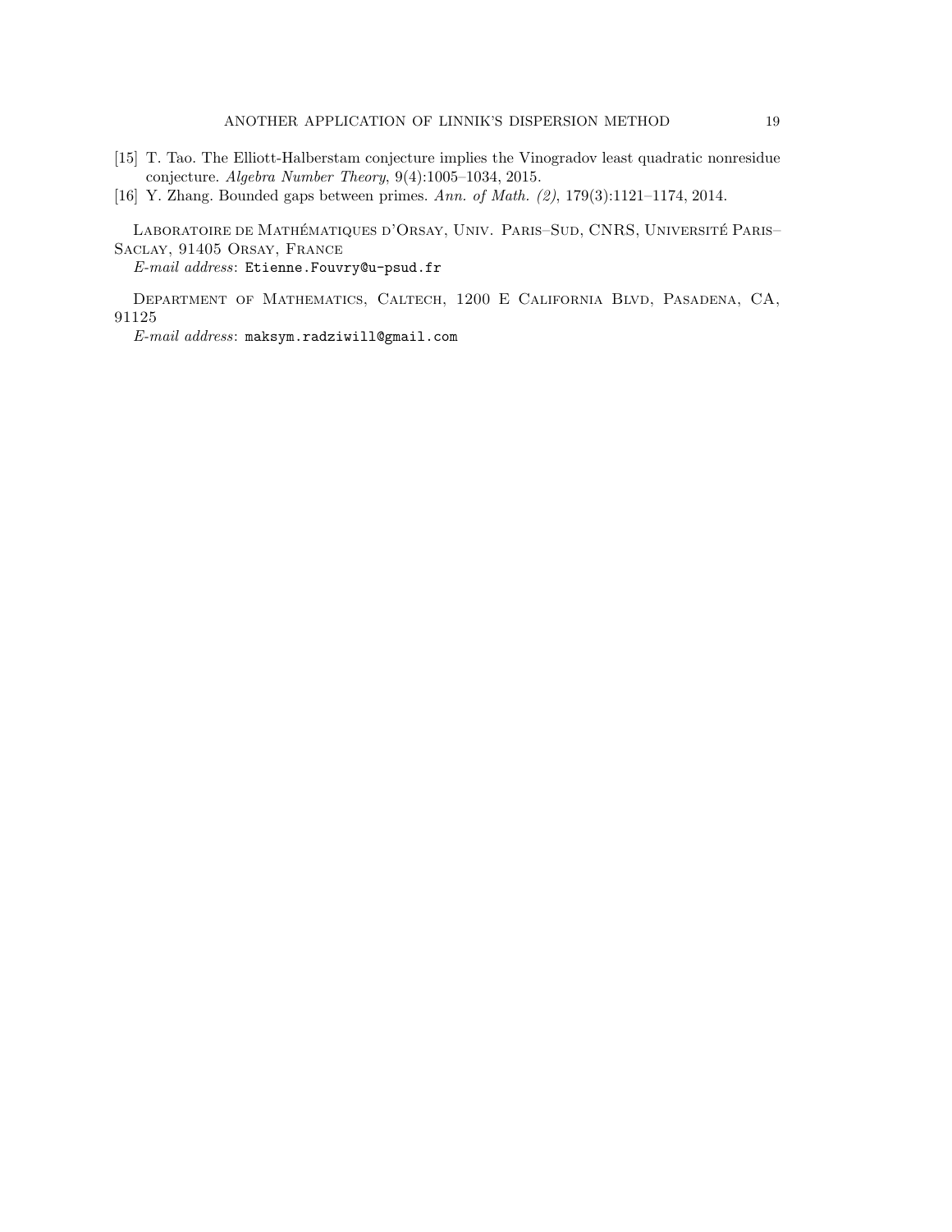[15] T. Tao. The Elliott-Halberstam conjecture implies the Vinogradov least quadratic nonresidue conjecture. *Algebra Number Theory*, 9(4):1005–1034, 2015.

[16] Y. Zhang. Bounded gaps between primes. *Ann. of Math. (2)*, 179(3):1121–1174, 2014.

Laboratoire de Mathématiques d'Orsay, Univ. Paris–Sud, CNRS, Université Paris–Saclay, 91405 Orsay, France

*E-mail address*: Etienne.Fouvry@u-psud.fr

Department of Mathematics, Caltech, 1200 E California Blvd, Pasadena, CA, 91125

*E-mail address*: maksym.radziwill@gmail.com